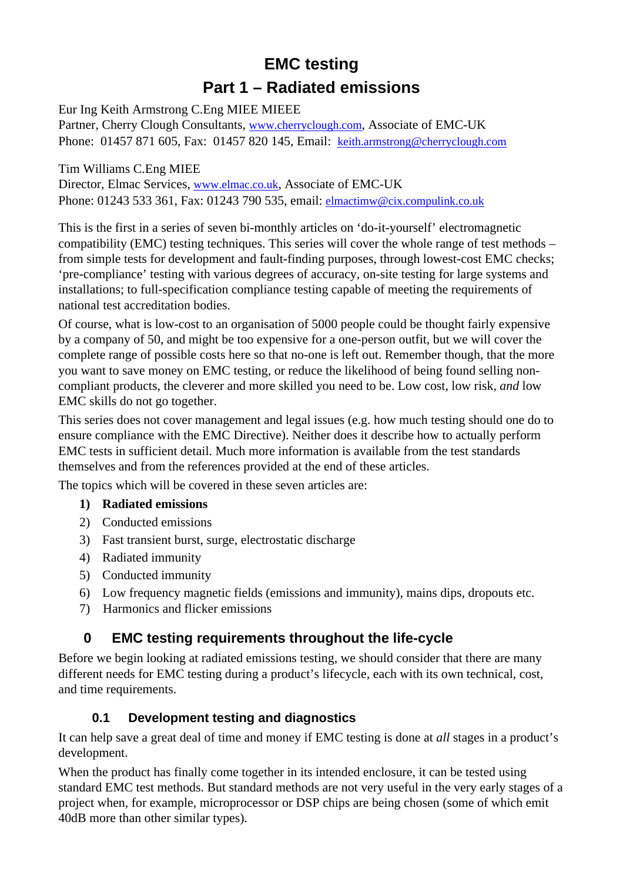# EMC testing
# Part 1 – Radiated emissions

Eur Ing Keith Armstrong C.Eng MIEE MIEEE
Partner, Cherry Clough Consultants, www.cherryclough.com, Associate of EMC-UK
Phone: 01457 871 605, Fax: 01457 820 145, Email: keith.armstrong@cherryclough.com

Tim Williams C.Eng MIEE
Director, Elmac Services, www.elmac.co.uk, Associate of EMC-UK
Phone: 01243 533 361, Fax: 01243 790 535, email: elmactimw@cix.compulink.co.uk

This is the first in a series of seven bi-monthly articles on 'do-it-yourself' electromagnetic compatibility (EMC) testing techniques. This series will cover the whole range of test methods – from simple tests for development and fault-finding purposes, through lowest-cost EMC checks; 'pre-compliance' testing with various degrees of accuracy, on-site testing for large systems and installations; to full-specification compliance testing capable of meeting the requirements of national test accreditation bodies.

Of course, what is low-cost to an organisation of 5000 people could be thought fairly expensive by a company of 50, and might be too expensive for a one-person outfit, but we will cover the complete range of possible costs here so that no-one is left out. Remember though, that the more you want to save money on EMC testing, or reduce the likelihood of being found selling non-compliant products, the cleverer and more skilled you need to be. Low cost, low risk, *and* low EMC skills do not go together.

This series does not cover management and legal issues (e.g. how much testing should one do to ensure compliance with the EMC Directive). Neither does it describe how to actually perform EMC tests in sufficient detail. Much more information is available from the test standards themselves and from the references provided at the end of these articles.

The topics which will be covered in these seven articles are:

1) **Radiated emissions**
2) Conducted emissions
3) Fast transient burst, surge, electrostatic discharge
4) Radiated immunity
5) Conducted immunity
6) Low frequency magnetic fields (emissions and immunity), mains dips, dropouts etc.
7) Harmonics and flicker emissions

## 0 EMC testing requirements throughout the life-cycle

Before we begin looking at radiated emissions testing, we should consider that there are many different needs for EMC testing during a product's lifecycle, each with its own technical, cost, and time requirements.

### 0.1 Development testing and diagnostics

It can help save a great deal of time and money if EMC testing is done at *all* stages in a product's development.

When the product has finally come together in its intended enclosure, it can be tested using standard EMC test methods. But standard methods are not very useful in the very early stages of a project when, for example, microprocessor or DSP chips are being chosen (some of which emit 40dB more than other similar types).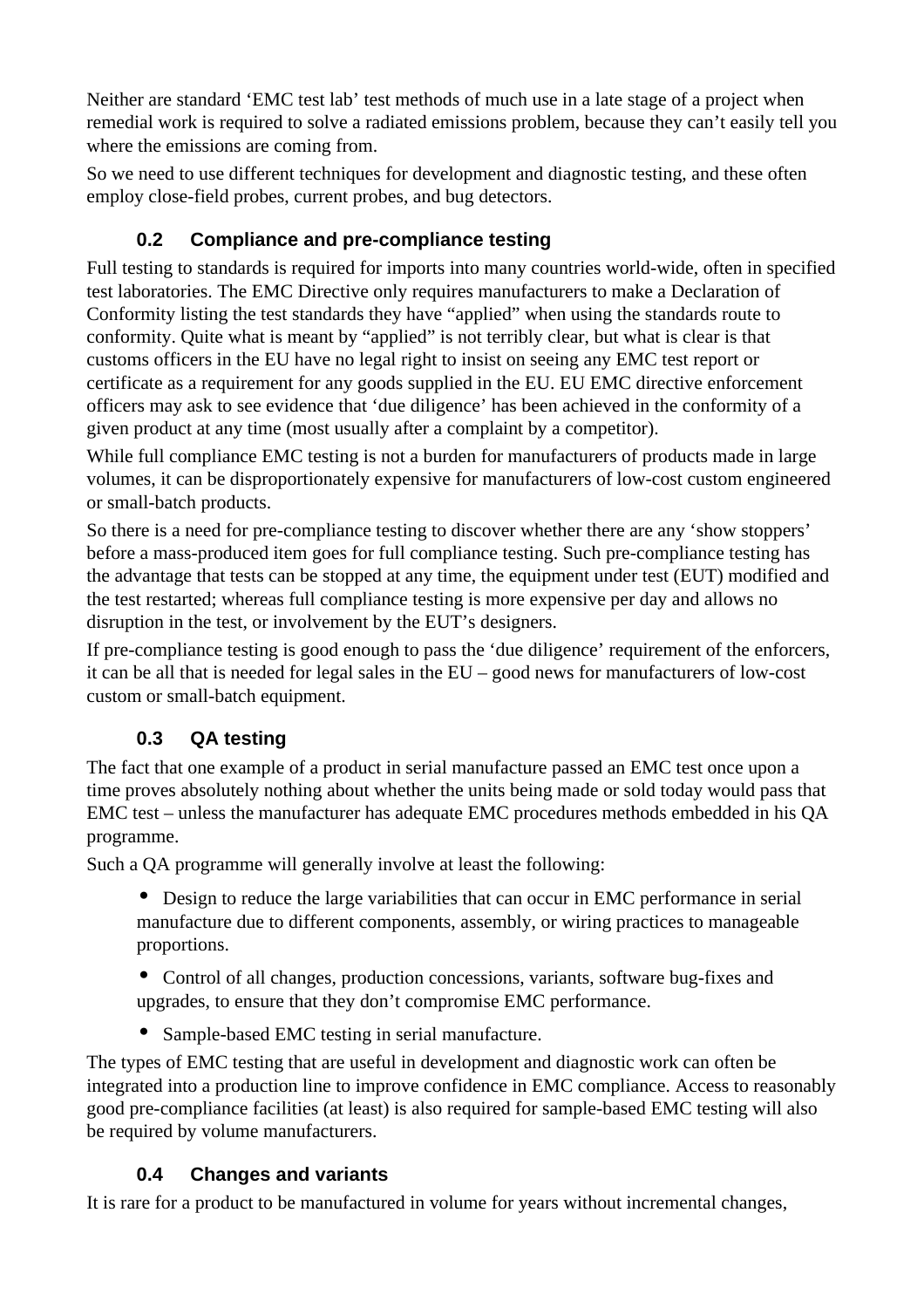Neither are standard 'EMC test lab' test methods of much use in a late stage of a project when remedial work is required to solve a radiated emissions problem, because they can't easily tell you where the emissions are coming from.

So we need to use different techniques for development and diagnostic testing, and these often employ close-field probes, current probes, and bug detectors.

### 0.2 Compliance and pre-compliance testing

Full testing to standards is required for imports into many countries world-wide, often in specified test laboratories. The EMC Directive only requires manufacturers to make a Declaration of Conformity listing the test standards they have "applied" when using the standards route to conformity. Quite what is meant by "applied" is not terribly clear, but what is clear is that customs officers in the EU have no legal right to insist on seeing any EMC test report or certificate as a requirement for any goods supplied in the EU. EU EMC directive enforcement officers may ask to see evidence that 'due diligence' has been achieved in the conformity of a given product at any time (most usually after a complaint by a competitor).

While full compliance EMC testing is not a burden for manufacturers of products made in large volumes, it can be disproportionately expensive for manufacturers of low-cost custom engineered or small-batch products.

So there is a need for pre-compliance testing to discover whether there are any 'show stoppers' before a mass-produced item goes for full compliance testing. Such pre-compliance testing has the advantage that tests can be stopped at any time, the equipment under test (EUT) modified and the test restarted; whereas full compliance testing is more expensive per day and allows no disruption in the test, or involvement by the EUT's designers.

If pre-compliance testing is good enough to pass the 'due diligence' requirement of the enforcers, it can be all that is needed for legal sales in the EU – good news for manufacturers of low-cost custom or small-batch equipment.

### 0.3 QA testing

The fact that one example of a product in serial manufacture passed an EMC test once upon a time proves absolutely nothing about whether the units being made or sold today would pass that EMC test – unless the manufacturer has adequate EMC procedures methods embedded in his QA programme.

Such a QA programme will generally involve at least the following:

- Design to reduce the large variabilities that can occur in EMC performance in serial manufacture due to different components, assembly, or wiring practices to manageable proportions.
- Control of all changes, production concessions, variants, software bug-fixes and upgrades, to ensure that they don't compromise EMC performance.
- Sample-based EMC testing in serial manufacture.

The types of EMC testing that are useful in development and diagnostic work can often be integrated into a production line to improve confidence in EMC compliance. Access to reasonably good pre-compliance facilities (at least) is also required for sample-based EMC testing will also be required by volume manufacturers.

### 0.4 Changes and variants

It is rare for a product to be manufactured in volume for years without incremental changes,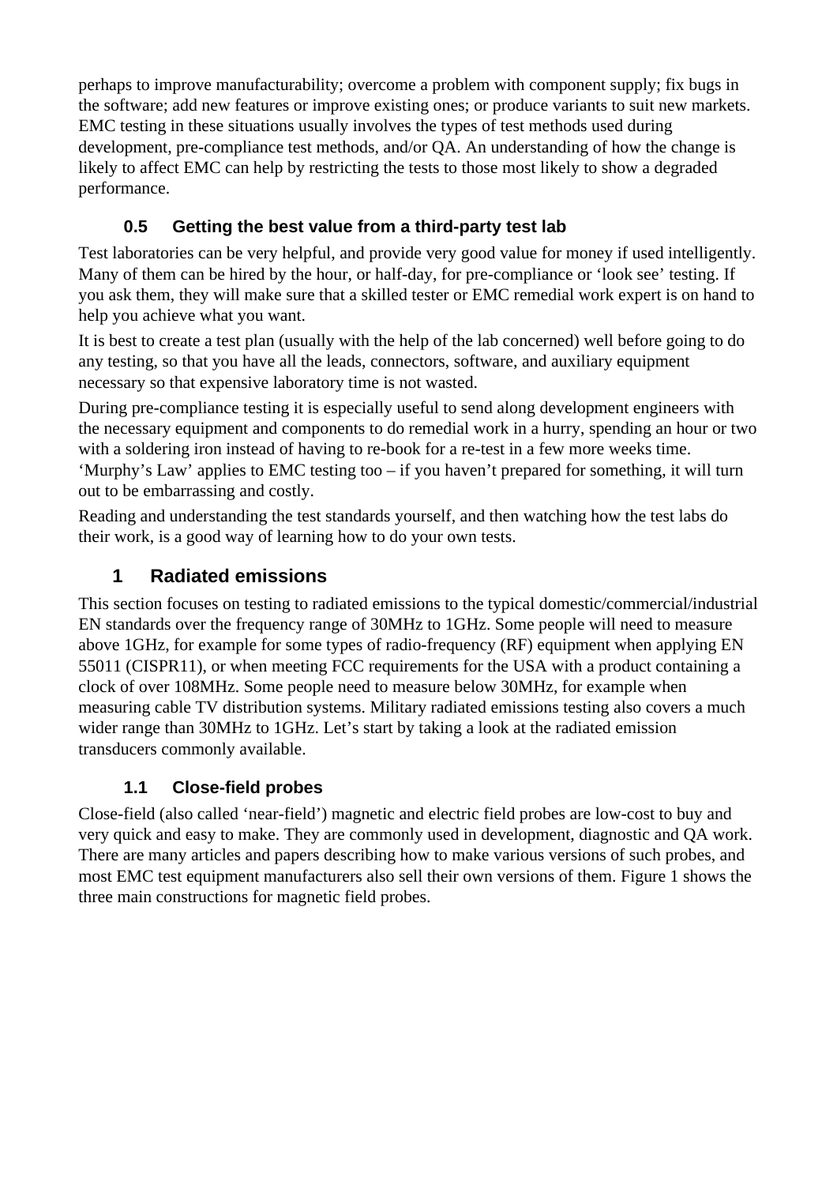perhaps to improve manufacturability; overcome a problem with component supply; fix bugs in the software; add new features or improve existing ones; or produce variants to suit new markets. EMC testing in these situations usually involves the types of test methods used during development, pre-compliance test methods, and/or QA. An understanding of how the change is likely to affect EMC can help by restricting the tests to those most likely to show a degraded performance.

### 0.5 Getting the best value from a third-party test lab

Test laboratories can be very helpful, and provide very good value for money if used intelligently. Many of them can be hired by the hour, or half-day, for pre-compliance or 'look see' testing. If you ask them, they will make sure that a skilled tester or EMC remedial work expert is on hand to help you achieve what you want.

It is best to create a test plan (usually with the help of the lab concerned) well before going to do any testing, so that you have all the leads, connectors, software, and auxiliary equipment necessary so that expensive laboratory time is not wasted.

During pre-compliance testing it is especially useful to send along development engineers with the necessary equipment and components to do remedial work in a hurry, spending an hour or two with a soldering iron instead of having to re-book for a re-test in a few more weeks time. 'Murphy's Law' applies to EMC testing too – if you haven't prepared for something, it will turn out to be embarrassing and costly.

Reading and understanding the test standards yourself, and then watching how the test labs do their work, is a good way of learning how to do your own tests.

## 1 Radiated emissions

This section focuses on testing to radiated emissions to the typical domestic/commercial/industrial EN standards over the frequency range of 30MHz to 1GHz. Some people will need to measure above 1GHz, for example for some types of radio-frequency (RF) equipment when applying EN 55011 (CISPR11), or when meeting FCC requirements for the USA with a product containing a clock of over 108MHz. Some people need to measure below 30MHz, for example when measuring cable TV distribution systems. Military radiated emissions testing also covers a much wider range than 30MHz to 1GHz. Let's start by taking a look at the radiated emission transducers commonly available.

### 1.1 Close-field probes

Close-field (also called 'near-field') magnetic and electric field probes are low-cost to buy and very quick and easy to make. They are commonly used in development, diagnostic and QA work. There are many articles and papers describing how to make various versions of such probes, and most EMC test equipment manufacturers also sell their own versions of them. Figure 1 shows the three main constructions for magnetic field probes.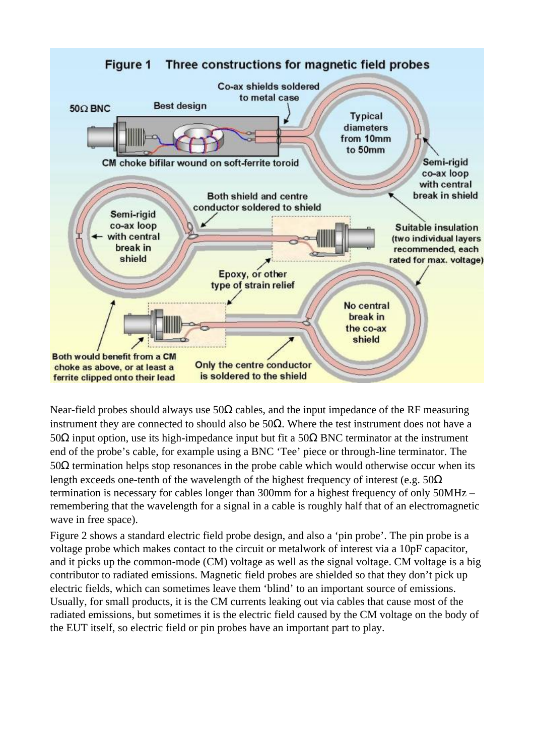**Figure 1 Three constructions for magnetic field probes**

Near-field probes should always use 50Ω cables, and the input impedance of the RF measuring instrument they are connected to should also be 50Ω. Where the test instrument does not have a 50Ω input option, use its high-impedance input but fit a 50Ω BNC terminator at the instrument end of the probe's cable, for example using a BNC 'Tee' piece or through-line terminator. The 50Ω termination helps stop resonances in the probe cable which would otherwise occur when its length exceeds one-tenth of the wavelength of the highest frequency of interest (e.g. 50Ω termination is necessary for cables longer than 300mm for a highest frequency of only 50MHz – remembering that the wavelength for a signal in a cable is roughly half that of an electromagnetic wave in free space).

Figure 2 shows a standard electric field probe design, and also a 'pin probe'. The pin probe is a voltage probe which makes contact to the circuit or metalwork of interest via a 10pF capacitor, and it picks up the common-mode (CM) voltage as well as the signal voltage. CM voltage is a big contributor to radiated emissions. Magnetic field probes are shielded so that they don't pick up electric fields, which can sometimes leave them 'blind' to an important source of emissions. Usually, for small products, it is the CM currents leaking out via cables that cause most of the radiated emissions, but sometimes it is the electric field caused by the CM voltage on the body of the EUT itself, so electric field or pin probes have an important part to play.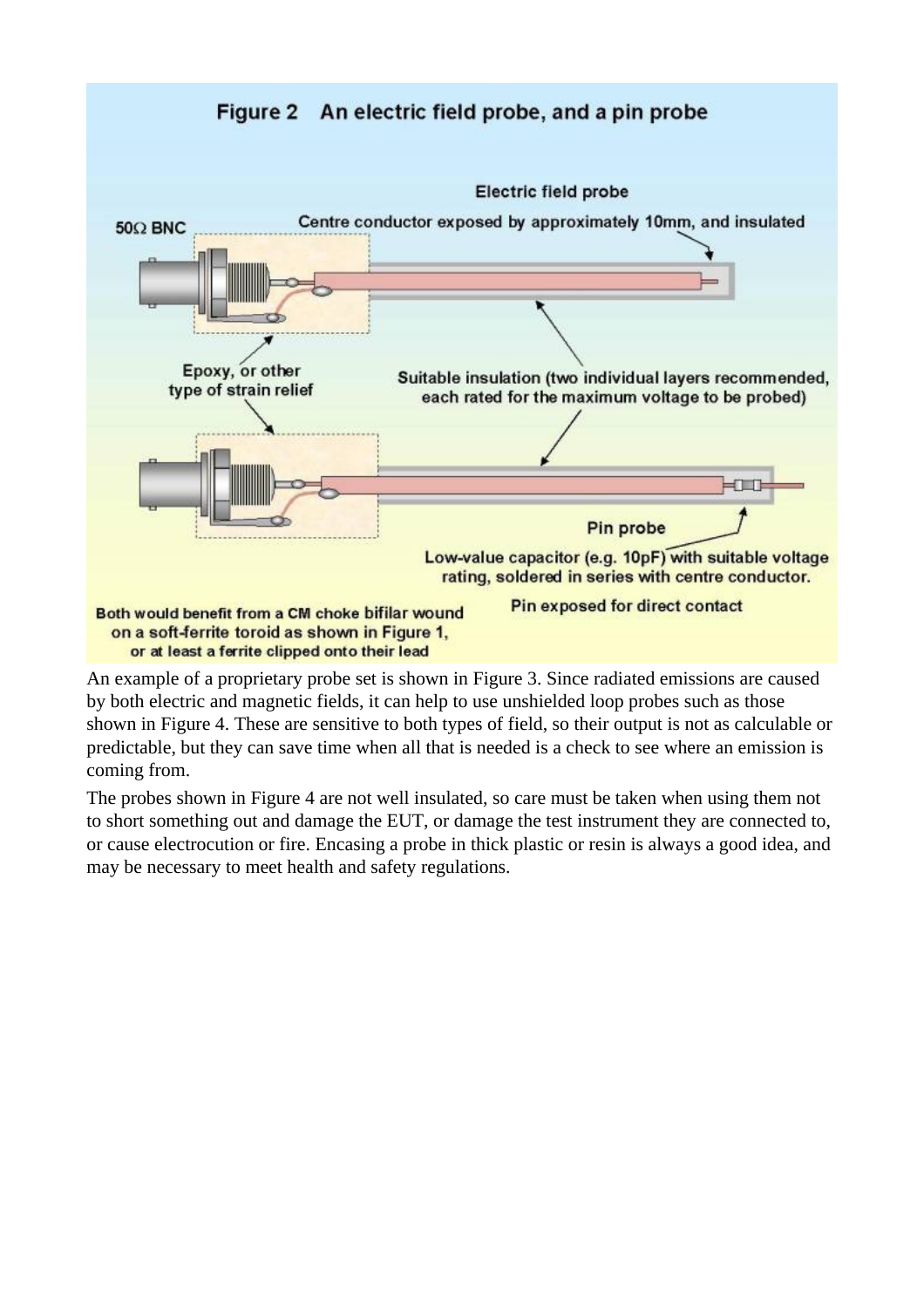Figure 2 An electric field probe, and a pin probe

Electric field probe

50Ω BNC

Centre conductor exposed by approximately 10mm, and insulated

Epoxy, or other type of strain relief

Suitable insulation (two individual layers recommended, each rated for the maximum voltage to be probed)

Pin probe

Low-value capacitor (e.g. 10pF) with suitable voltage rating, soldered in series with centre conductor.

Pin exposed for direct contact

Both would benefit from a CM choke bifilar wound on a soft-ferrite toroid as shown in Figure 1, or at least a ferrite clipped onto their lead

An example of a proprietary probe set is shown in Figure 3. Since radiated emissions are caused by both electric and magnetic fields, it can help to use unshielded loop probes such as those shown in Figure 4. These are sensitive to both types of field, so their output is not as calculable or predictable, but they can save time when all that is needed is a check to see where an emission is coming from.

The probes shown in Figure 4 are not well insulated, so care must be taken when using them not to short something out and damage the EUT, or damage the test instrument they are connected to, or cause electrocution or fire. Encasing a probe in thick plastic or resin is always a good idea, and may be necessary to meet health and safety regulations.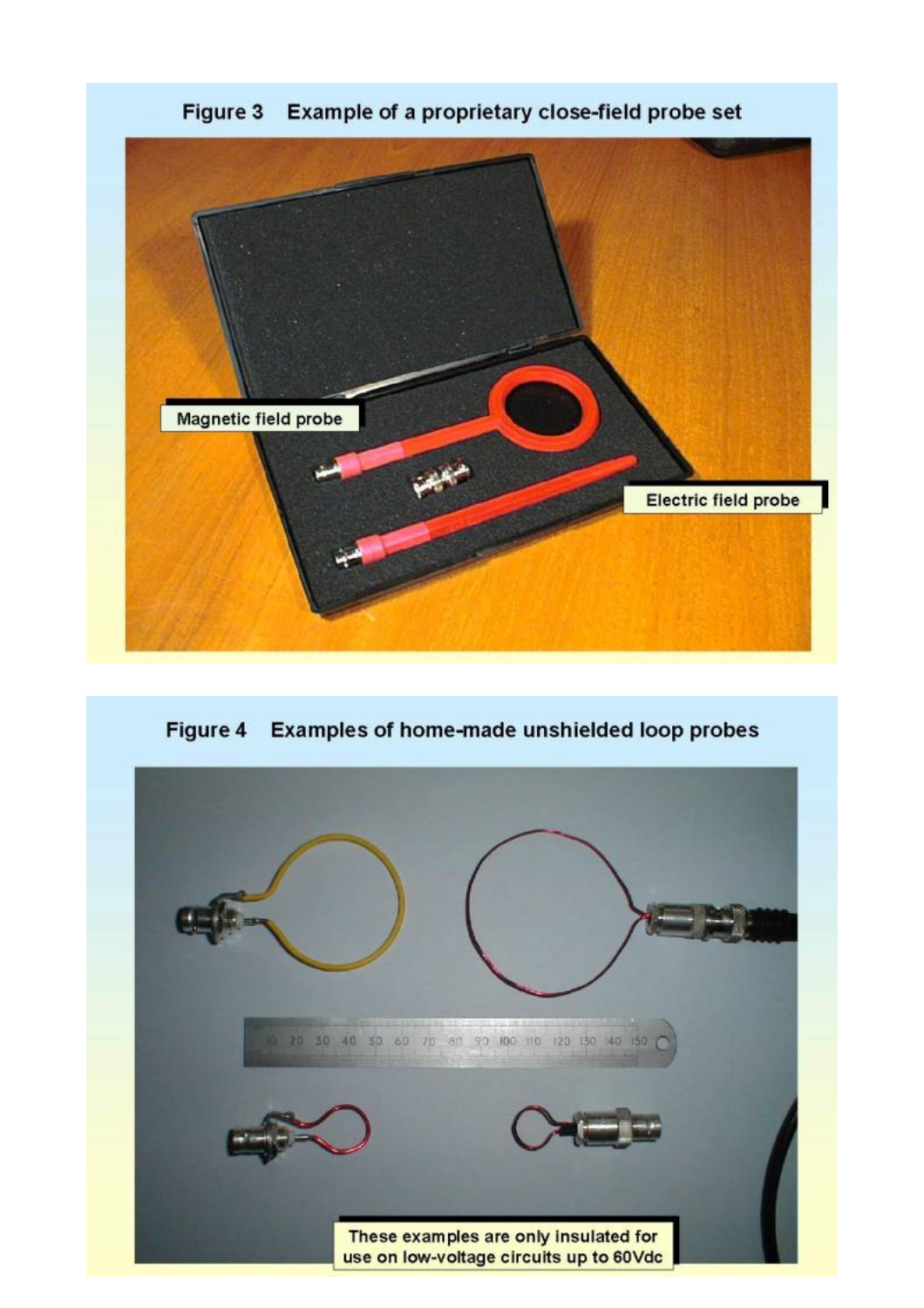Figure 3 Example of a proprietary close-field probe set

Magnetic field probe

Electric field probe

Figure 4 Examples of home-made unshielded loop probes

These examples are only insulated for use on low-voltage circuits up to 60Vdc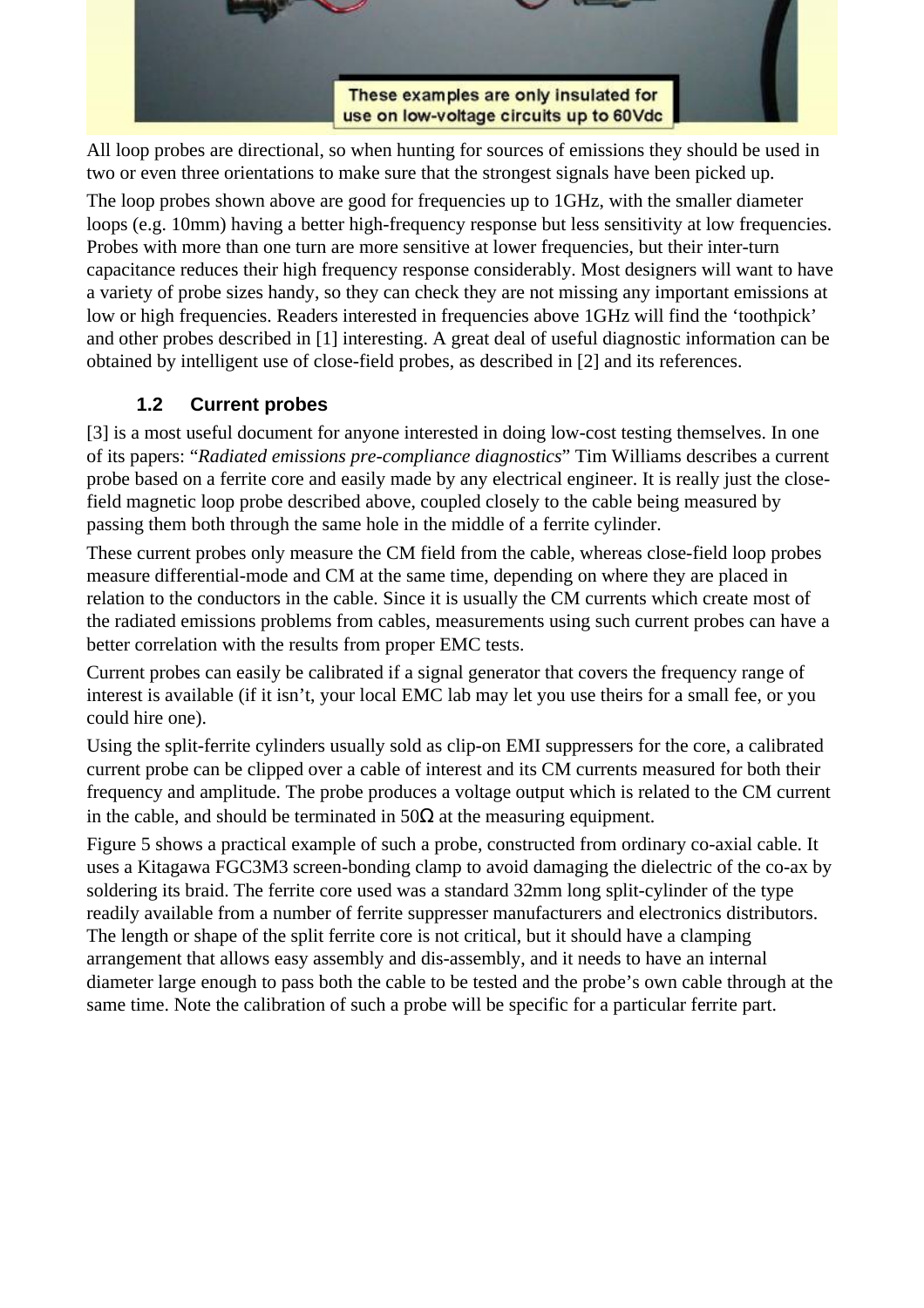These examples are only insulated for use on low-voltage circuits up to 60Vdc

All loop probes are directional, so when hunting for sources of emissions they should be used in two or even three orientations to make sure that the strongest signals have been picked up.

The loop probes shown above are good for frequencies up to 1GHz, with the smaller diameter loops (e.g. 10mm) having a better high-frequency response but less sensitivity at low frequencies. Probes with more than one turn are more sensitive at lower frequencies, but their inter-turn capacitance reduces their high frequency response considerably. Most designers will want to have a variety of probe sizes handy, so they can check they are not missing any important emissions at low or high frequencies. Readers interested in frequencies above 1GHz will find the 'toothpick' and other probes described in [1] interesting. A great deal of useful diagnostic information can be obtained by intelligent use of close-field probes, as described in [2] and its references.

### 1.2 Current probes

[3] is a most useful document for anyone interested in doing low-cost testing themselves. In one of its papers: "*Radiated emissions pre-compliance diagnostics*" Tim Williams describes a current probe based on a ferrite core and easily made by any electrical engineer. It is really just the close-field magnetic loop probe described above, coupled closely to the cable being measured by passing them both through the same hole in the middle of a ferrite cylinder.

These current probes only measure the CM field from the cable, whereas close-field loop probes measure differential-mode and CM at the same time, depending on where they are placed in relation to the conductors in the cable. Since it is usually the CM currents which create most of the radiated emissions problems from cables, measurements using such current probes can have a better correlation with the results from proper EMC tests.

Current probes can easily be calibrated if a signal generator that covers the frequency range of interest is available (if it isn't, your local EMC lab may let you use theirs for a small fee, or you could hire one).

Using the split-ferrite cylinders usually sold as clip-on EMI suppressers for the core, a calibrated current probe can be clipped over a cable of interest and its CM currents measured for both their frequency and amplitude. The probe produces a voltage output which is related to the CM current in the cable, and should be terminated in 50Ω at the measuring equipment.

Figure 5 shows a practical example of such a probe, constructed from ordinary co-axial cable. It uses a Kitagawa FGC3M3 screen-bonding clamp to avoid damaging the dielectric of the co-ax by soldering its braid. The ferrite core used was a standard 32mm long split-cylinder of the type readily available from a number of ferrite suppresser manufacturers and electronics distributors. The length or shape of the split ferrite core is not critical, but it should have a clamping arrangement that allows easy assembly and dis-assembly, and it needs to have an internal diameter large enough to pass both the cable to be tested and the probe's own cable through at the same time. Note the calibration of such a probe will be specific for a particular ferrite part.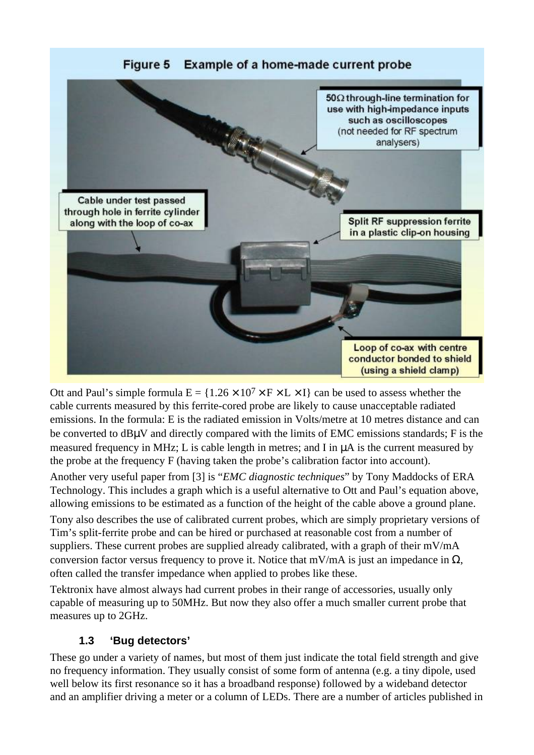**Figure 5 Example of a home-made current probe**

50Ω through-line termination for use with high-impedance inputs such as oscilloscopes (not needed for RF spectrum analysers)

Cable under test passed through hole in ferrite cylinder along with the loop of co-ax

Split RF suppression ferrite in a plastic clip-on housing

Loop of co-ax with centre conductor bonded to shield (using a shield clamp)

Ott and Paul's simple formula $E = \{1.26 \times 10^7 \times F \times L \times I\}$ can be used to assess whether the cable currents measured by this ferrite-cored probe are likely to cause unacceptable radiated emissions. In the formula: E is the radiated emission in Volts/metre at 10 metres distance and can be converted to dBμV and directly compared with the limits of EMC emissions standards; F is the measured frequency in MHz; L is cable length in metres; and I in μA is the current measured by the probe at the frequency F (having taken the probe's calibration factor into account).

Another very useful paper from [3] is "*EMC diagnostic techniques*" by Tony Maddocks of ERA Technology. This includes a graph which is a useful alternative to Ott and Paul's equation above, allowing emissions to be estimated as a function of the height of the cable above a ground plane.

Tony also describes the use of calibrated current probes, which are simply proprietary versions of Tim's split-ferrite probe and can be hired or purchased at reasonable cost from a number of suppliers. These current probes are supplied already calibrated, with a graph of their mV/mA conversion factor versus frequency to prove it. Notice that mV/mA is just an impedance in Ω, often called the transfer impedance when applied to probes like these.

Tektronix have almost always had current probes in their range of accessories, usually only capable of measuring up to 50MHz. But now they also offer a much smaller current probe that measures up to 2GHz.

### 1.3 'Bug detectors'

These go under a variety of names, but most of them just indicate the total field strength and give no frequency information. They usually consist of some form of antenna (e.g. a tiny dipole, used well below its first resonance so it has a broadband response) followed by a wideband detector and an amplifier driving a meter or a column of LEDs. There are a number of articles published in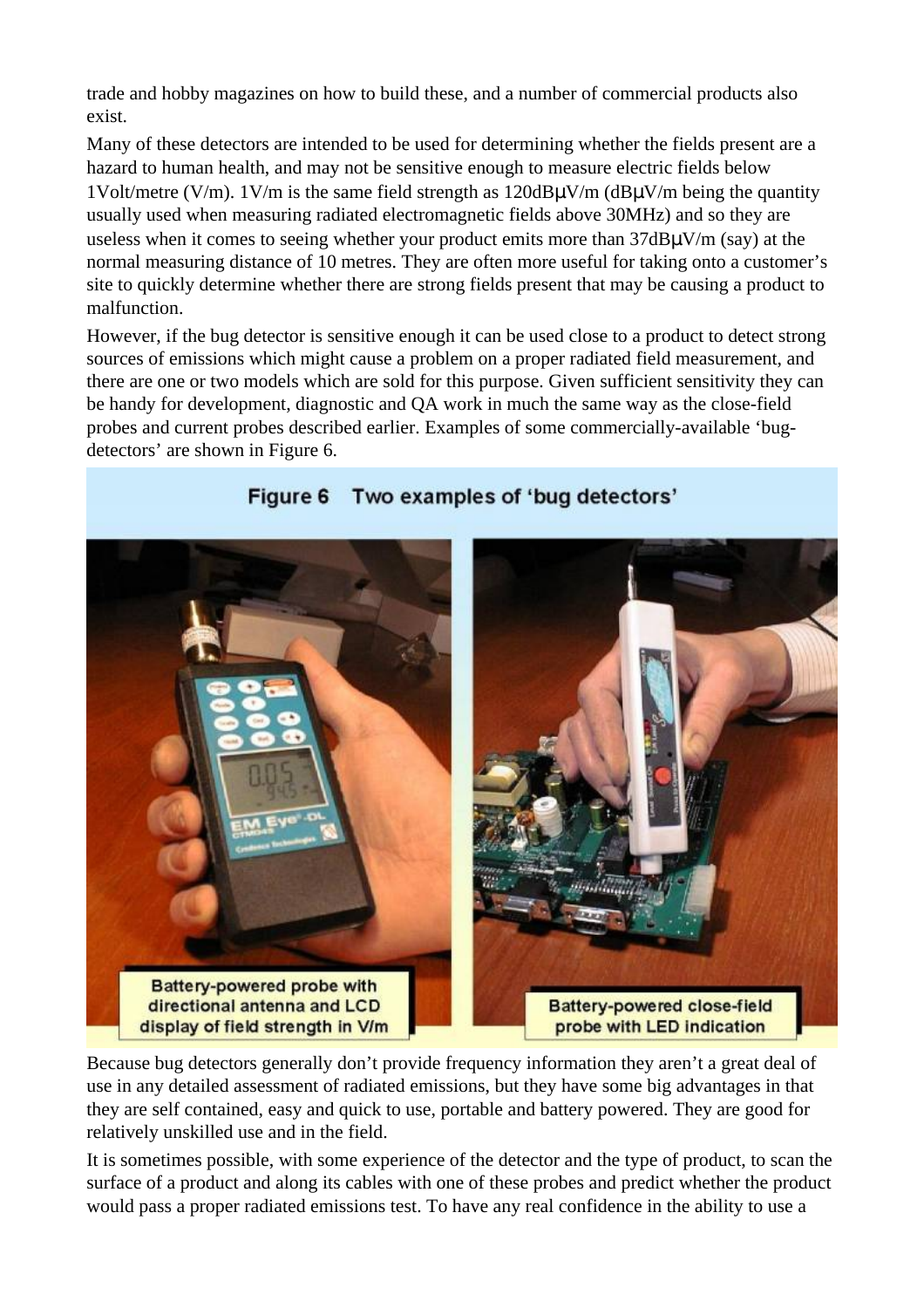trade and hobby magazines on how to build these, and a number of commercial products also exist.

Many of these detectors are intended to be used for determining whether the fields present are a hazard to human health, and may not be sensitive enough to measure electric fields below 1Volt/metre (V/m). 1V/m is the same field strength as 120dBμV/m (dBμV/m being the quantity usually used when measuring radiated electromagnetic fields above 30MHz) and so they are useless when it comes to seeing whether your product emits more than 37dBμV/m (say) at the normal measuring distance of 10 metres. They are often more useful for taking onto a customer's site to quickly determine whether there are strong fields present that may be causing a product to malfunction.

However, if the bug detector is sensitive enough it can be used close to a product to detect strong sources of emissions which might cause a problem on a proper radiated field measurement, and there are one or two models which are sold for this purpose. Given sufficient sensitivity they can be handy for development, diagnostic and QA work in much the same way as the close-field probes and current probes described earlier. Examples of some commercially-available 'bug-detectors' are shown in Figure 6.

**Figure 6 Two examples of 'bug detectors'**

Battery-powered probe with directional antenna and LCD display of field strength in V/m

Battery-powered close-field probe with LED indication

Because bug detectors generally don't provide frequency information they aren't a great deal of use in any detailed assessment of radiated emissions, but they have some big advantages in that they are self contained, easy and quick to use, portable and battery powered. They are good for relatively unskilled use and in the field.

It is sometimes possible, with some experience of the detector and the type of product, to scan the surface of a product and along its cables with one of these probes and predict whether the product would pass a proper radiated emissions test. To have any real confidence in the ability to use a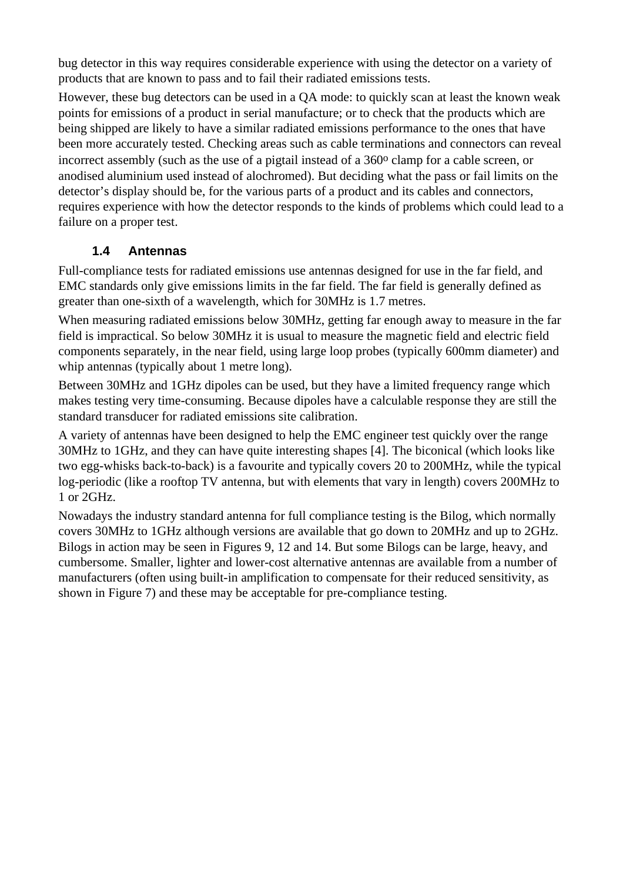bug detector in this way requires considerable experience with using the detector on a variety of products that are known to pass and to fail their radiated emissions tests.

However, these bug detectors can be used in a QA mode: to quickly scan at least the known weak points for emissions of a product in serial manufacture; or to check that the products which are being shipped are likely to have a similar radiated emissions performance to the ones that have been more accurately tested. Checking areas such as cable terminations and connectors can reveal incorrect assembly (such as the use of a pigtail instead of a 360$^{o}$ clamp for a cable screen, or anodised aluminium used instead of alochromed). But deciding what the pass or fail limits on the detector's display should be, for the various parts of a product and its cables and connectors, requires experience with how the detector responds to the kinds of problems which could lead to a failure on a proper test.

### 1.4 Antennas

Full-compliance tests for radiated emissions use antennas designed for use in the far field, and EMC standards only give emissions limits in the far field. The far field is generally defined as greater than one-sixth of a wavelength, which for 30MHz is 1.7 metres.

When measuring radiated emissions below 30MHz, getting far enough away to measure in the far field is impractical. So below 30MHz it is usual to measure the magnetic field and electric field components separately, in the near field, using large loop probes (typically 600mm diameter) and whip antennas (typically about 1 metre long).

Between 30MHz and 1GHz dipoles can be used, but they have a limited frequency range which makes testing very time-consuming. Because dipoles have a calculable response they are still the standard transducer for radiated emissions site calibration.

A variety of antennas have been designed to help the EMC engineer test quickly over the range 30MHz to 1GHz, and they can have quite interesting shapes [4]. The biconical (which looks like two egg-whisks back-to-back) is a favourite and typically covers 20 to 200MHz, while the typical log-periodic (like a rooftop TV antenna, but with elements that vary in length) covers 200MHz to 1 or 2GHz.

Nowadays the industry standard antenna for full compliance testing is the Bilog, which normally covers 30MHz to 1GHz although versions are available that go down to 20MHz and up to 2GHz. Bilogs in action may be seen in Figures 9, 12 and 14. But some Bilogs can be large, heavy, and cumbersome. Smaller, lighter and lower-cost alternative antennas are available from a number of manufacturers (often using built-in amplification to compensate for their reduced sensitivity, as shown in Figure 7) and these may be acceptable for pre-compliance testing.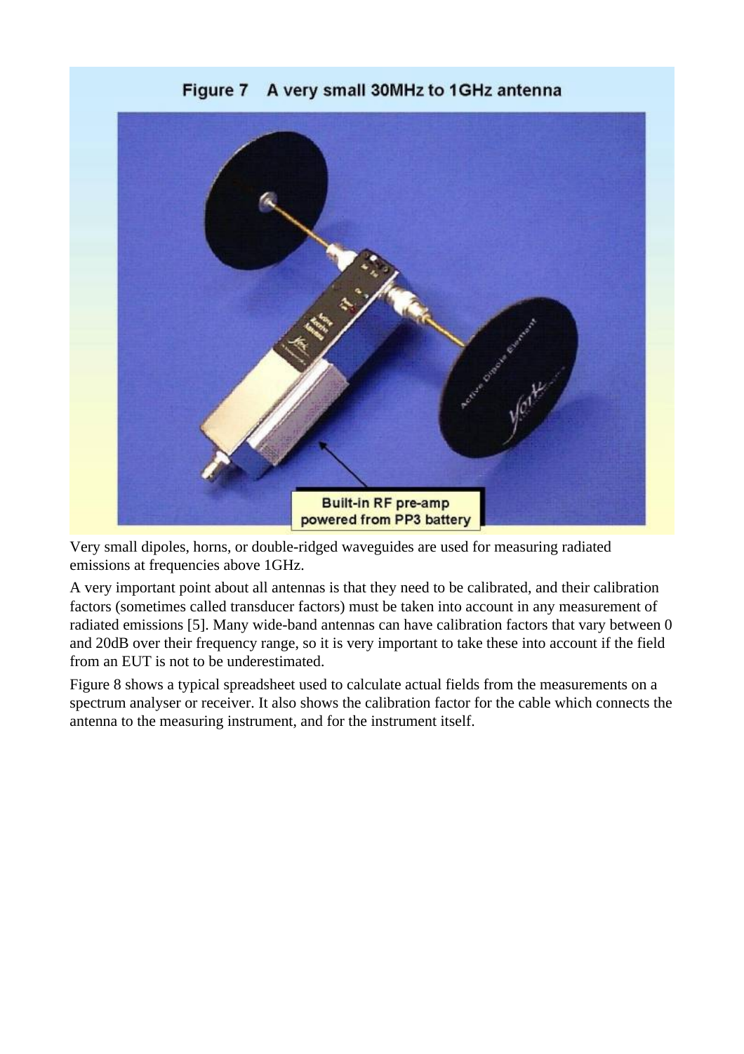**Figure 7 A very small 30MHz to 1GHz antenna**

Very small dipoles, horns, or double-ridged waveguides are used for measuring radiated emissions at frequencies above 1GHz.

A very important point about all antennas is that they need to be calibrated, and their calibration factors (sometimes called transducer factors) must be taken into account in any measurement of radiated emissions [5]. Many wide-band antennas can have calibration factors that vary between 0 and 20dB over their frequency range, so it is very important to take these into account if the field from an EUT is not to be underestimated.

Figure 8 shows a typical spreadsheet used to calculate actual fields from the measurements on a spectrum analyser or receiver. It also shows the calibration factor for the cable which connects the antenna to the measuring instrument, and for the instrument itself.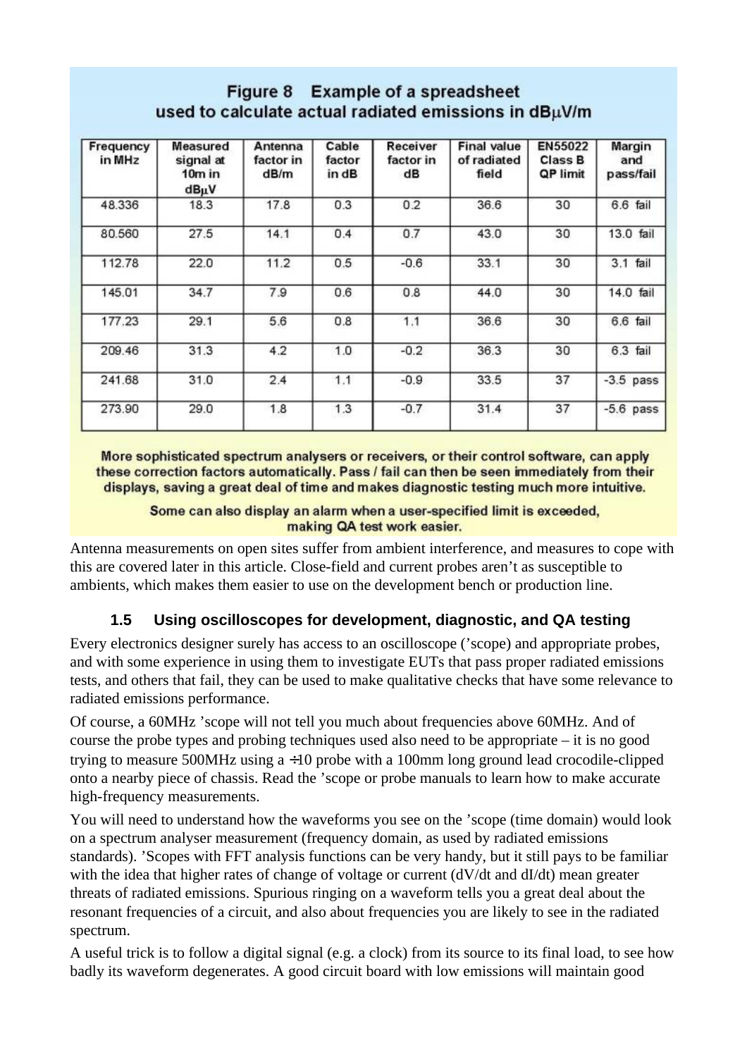**Figure 8 Example of a spreadsheet used to calculate actual radiated emissions in dBμV/m**

| Frequency in MHz | Measured signal at 10m in dBμV | Antenna factor in dB/m | Cable factor in dB | Receiver factor in dB | Final value of radiated field | EN55022 Class B QP limit | Margin and pass/fail |
|---|---|---|---|---|---|---|---|
| 48.336 | 18.3 | 17.8 | 0.3 | 0.2 | 36.6 | 30 | 6.6 fail |
| 80.560 | 27.5 | 14.1 | 0.4 | 0.7 | 43.0 | 30 | 13.0 fail |
| 112.78 | 22.0 | 11.2 | 0.5 | -0.6 | 33.1 | 30 | 3.1 fail |
| 145.01 | 34.7 | 7.9 | 0.6 | 0.8 | 44.0 | 30 | 14.0 fail |
| 177.23 | 29.1 | 5.6 | 0.8 | 1.1 | 36.6 | 30 | 6.6 fail |
| 209.46 | 31.3 | 4.2 | 1.0 | -0.2 | 36.3 | 30 | 6.3 fail |
| 241.68 | 31.0 | 2.4 | 1.1 | -0.9 | 33.5 | 37 | -3.5 pass |
| 273.90 | 29.0 | 1.8 | 1.3 | -0.7 | 31.4 | 37 | -5.6 pass |

More sophisticated spectrum analysers or receivers, or their control software, can apply these correction factors automatically. Pass / fail can then be seen immediately from their displays, saving a great deal of time and makes diagnostic testing much more intuitive.

Some can also display an alarm when a user-specified limit is exceeded, making QA test work easier.

Antenna measurements on open sites suffer from ambient interference, and measures to cope with this are covered later in this article. Close-field and current probes aren't as susceptible to ambients, which makes them easier to use on the development bench or production line.

### 1.5 Using oscilloscopes for development, diagnostic, and QA testing

Every electronics designer surely has access to an oscilloscope ('scope) and appropriate probes, and with some experience in using them to investigate EUTs that pass proper radiated emissions tests, and others that fail, they can be used to make qualitative checks that have some relevance to radiated emissions performance.

Of course, a 60MHz 'scope will not tell you much about frequencies above 60MHz. And of course the probe types and probing techniques used also need to be appropriate – it is no good trying to measure 500MHz using a ÷10 probe with a 100mm long ground lead crocodile-clipped onto a nearby piece of chassis. Read the 'scope or probe manuals to learn how to make accurate high-frequency measurements.

You will need to understand how the waveforms you see on the 'scope (time domain) would look on a spectrum analyser measurement (frequency domain, as used by radiated emissions standards). 'Scopes with FFT analysis functions can be very handy, but it still pays to be familiar with the idea that higher rates of change of voltage or current (dV/dt and dI/dt) mean greater threats of radiated emissions. Spurious ringing on a waveform tells you a great deal about the resonant frequencies of a circuit, and also about frequencies you are likely to see in the radiated spectrum.

A useful trick is to follow a digital signal (e.g. a clock) from its source to its final load, to see how badly its waveform degenerates. A good circuit board with low emissions will maintain good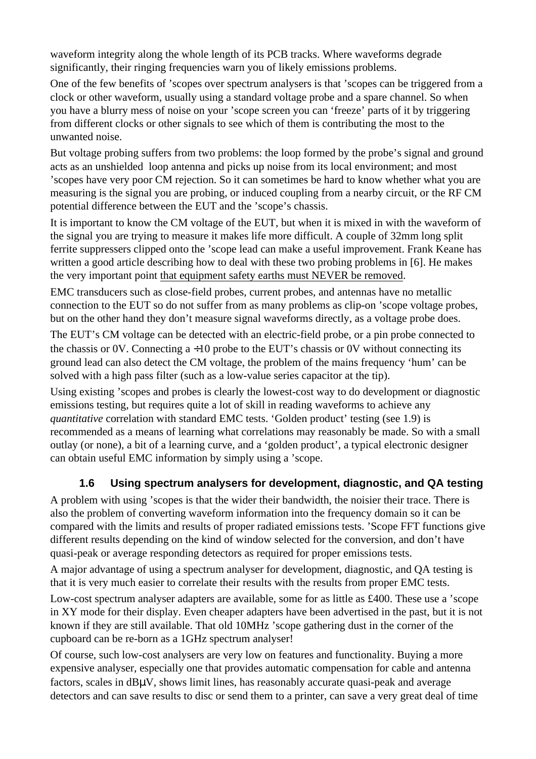waveform integrity along the whole length of its PCB tracks. Where waveforms degrade significantly, their ringing frequencies warn you of likely emissions problems.

One of the few benefits of 'scopes over spectrum analysers is that 'scopes can be triggered from a clock or other waveform, usually using a standard voltage probe and a spare channel. So when you have a blurry mess of noise on your 'scope screen you can 'freeze' parts of it by triggering from different clocks or other signals to see which of them is contributing the most to the unwanted noise.

But voltage probing suffers from two problems: the loop formed by the probe's signal and ground acts as an unshielded loop antenna and picks up noise from its local environment; and most 'scopes have very poor CM rejection. So it can sometimes be hard to know whether what you are measuring is the signal you are probing, or induced coupling from a nearby circuit, or the RF CM potential difference between the EUT and the 'scope's chassis.

It is important to know the CM voltage of the EUT, but when it is mixed in with the waveform of the signal you are trying to measure it makes life more difficult. A couple of 32mm long split ferrite suppressers clipped onto the 'scope lead can make a useful improvement. Frank Keane has written a good article describing how to deal with these two probing problems in [6]. He makes the very important point that equipment safety earths must NEVER be removed.

EMC transducers such as close-field probes, current probes, and antennas have no metallic connection to the EUT so do not suffer from as many problems as clip-on 'scope voltage probes, but on the other hand they don't measure signal waveforms directly, as a voltage probe does.

The EUT's CM voltage can be detected with an electric-field probe, or a pin probe connected to the chassis or 0V. Connecting a ÷10 probe to the EUT's chassis or 0V without connecting its ground lead can also detect the CM voltage, the problem of the mains frequency 'hum' can be solved with a high pass filter (such as a low-value series capacitor at the tip).

Using existing 'scopes and probes is clearly the lowest-cost way to do development or diagnostic emissions testing, but requires quite a lot of skill in reading waveforms to achieve any *quantitative* correlation with standard EMC tests. 'Golden product' testing (see 1.9) is recommended as a means of learning what correlations may reasonably be made. So with a small outlay (or none), a bit of a learning curve, and a 'golden product', a typical electronic designer can obtain useful EMC information by simply using a 'scope.

### 1.6 Using spectrum analysers for development, diagnostic, and QA testing

A problem with using 'scopes is that the wider their bandwidth, the noisier their trace. There is also the problem of converting waveform information into the frequency domain so it can be compared with the limits and results of proper radiated emissions tests. 'Scope FFT functions give different results depending on the kind of window selected for the conversion, and don't have quasi-peak or average responding detectors as required for proper emissions tests.

A major advantage of using a spectrum analyser for development, diagnostic, and QA testing is that it is very much easier to correlate their results with the results from proper EMC tests.

Low-cost spectrum analyser adapters are available, some for as little as £400. These use a 'scope in XY mode for their display. Even cheaper adapters have been advertised in the past, but it is not known if they are still available. That old 10MHz 'scope gathering dust in the corner of the cupboard can be re-born as a 1GHz spectrum analyser!

Of course, such low-cost analysers are very low on features and functionality. Buying a more expensive analyser, especially one that provides automatic compensation for cable and antenna factors, scales in dBμV, shows limit lines, has reasonably accurate quasi-peak and average detectors and can save results to disc or send them to a printer, can save a very great deal of time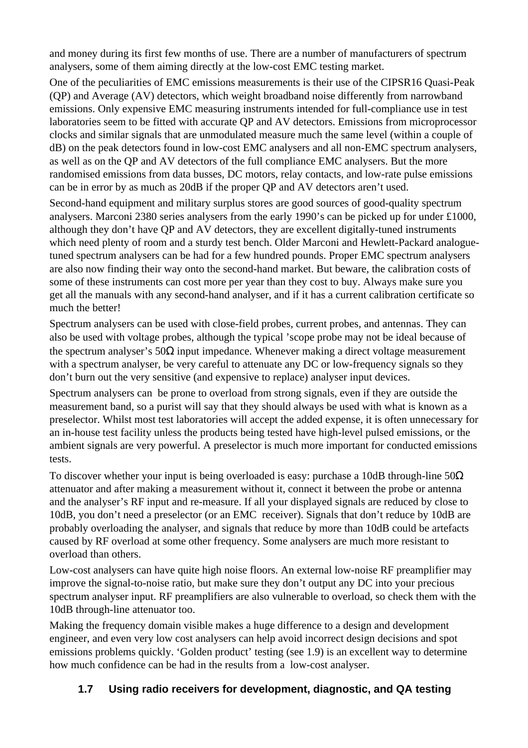and money during its first few months of use. There are a number of manufacturers of spectrum analysers, some of them aiming directly at the low-cost EMC testing market.

One of the peculiarities of EMC emissions measurements is their use of the CIPSR16 Quasi-Peak (QP) and Average (AV) detectors, which weight broadband noise differently from narrowband emissions. Only expensive EMC measuring instruments intended for full-compliance use in test laboratories seem to be fitted with accurate QP and AV detectors. Emissions from microprocessor clocks and similar signals that are unmodulated measure much the same level (within a couple of dB) on the peak detectors found in low-cost EMC analysers and all non-EMC spectrum analysers, as well as on the QP and AV detectors of the full compliance EMC analysers. But the more randomised emissions from data busses, DC motors, relay contacts, and low-rate pulse emissions can be in error by as much as 20dB if the proper QP and AV detectors aren't used.

Second-hand equipment and military surplus stores are good sources of good-quality spectrum analysers. Marconi 2380 series analysers from the early 1990's can be picked up for under £1000, although they don't have QP and AV detectors, they are excellent digitally-tuned instruments which need plenty of room and a sturdy test bench. Older Marconi and Hewlett-Packard analogue-tuned spectrum analysers can be had for a few hundred pounds. Proper EMC spectrum analysers are also now finding their way onto the second-hand market. But beware, the calibration costs of some of these instruments can cost more per year than they cost to buy. Always make sure you get all the manuals with any second-hand analyser, and if it has a current calibration certificate so much the better!

Spectrum analysers can be used with close-field probes, current probes, and antennas. They can also be used with voltage probes, although the typical 'scope probe may not be ideal because of the spectrum analyser's 50Ω input impedance. Whenever making a direct voltage measurement with a spectrum analyser, be very careful to attenuate any DC or low-frequency signals so they don't burn out the very sensitive (and expensive to replace) analyser input devices.

Spectrum analysers can be prone to overload from strong signals, even if they are outside the measurement band, so a purist will say that they should always be used with what is known as a preselector. Whilst most test laboratories will accept the added expense, it is often unnecessary for an in-house test facility unless the products being tested have high-level pulsed emissions, or the ambient signals are very powerful. A preselector is much more important for conducted emissions tests.

To discover whether your input is being overloaded is easy: purchase a 10dB through-line 50Ω attenuator and after making a measurement without it, connect it between the probe or antenna and the analyser's RF input and re-measure. If all your displayed signals are reduced by close to 10dB, you don't need a preselector (or an EMC receiver). Signals that don't reduce by 10dB are probably overloading the analyser, and signals that reduce by more than 10dB could be artefacts caused by RF overload at some other frequency. Some analysers are much more resistant to overload than others.

Low-cost analysers can have quite high noise floors. An external low-noise RF preamplifier may improve the signal-to-noise ratio, but make sure they don't output any DC into your precious spectrum analyser input. RF preamplifiers are also vulnerable to overload, so check them with the 10dB through-line attenuator too.

Making the frequency domain visible makes a huge difference to a design and development engineer, and even very low cost analysers can help avoid incorrect design decisions and spot emissions problems quickly. 'Golden product' testing (see 1.9) is an excellent way to determine how much confidence can be had in the results from a low-cost analyser.

## 1.7 Using radio receivers for development, diagnostic, and QA testing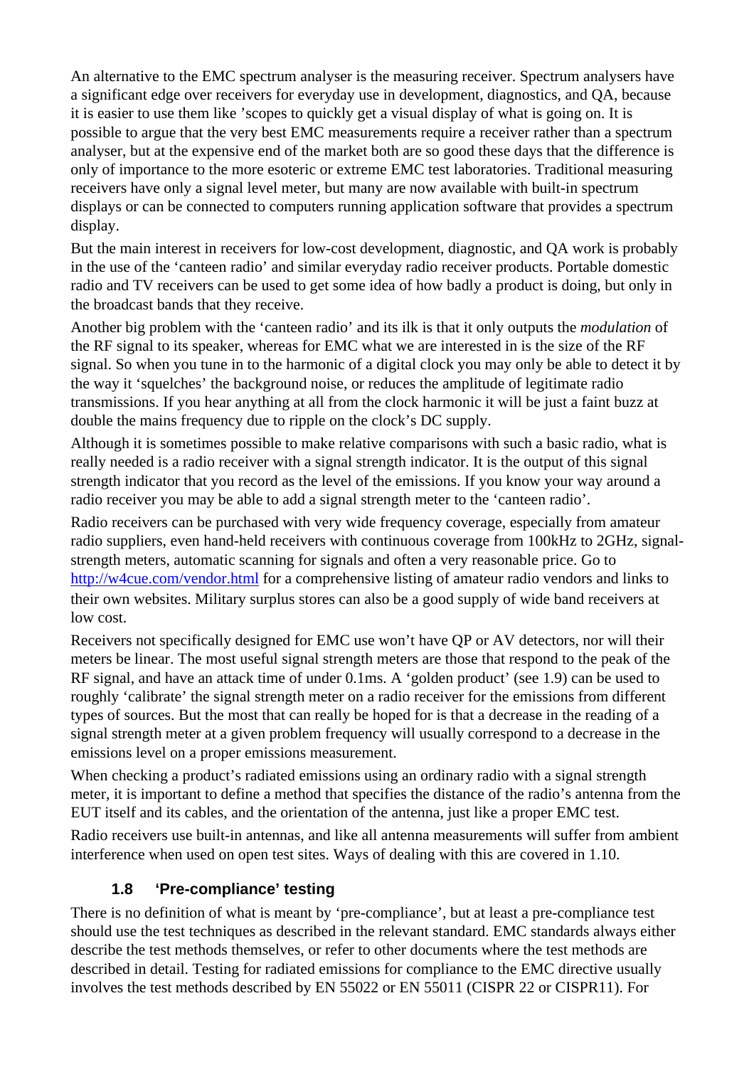An alternative to the EMC spectrum analyser is the measuring receiver. Spectrum analysers have a significant edge over receivers for everyday use in development, diagnostics, and QA, because it is easier to use them like 'scopes to quickly get a visual display of what is going on. It is possible to argue that the very best EMC measurements require a receiver rather than a spectrum analyser, but at the expensive end of the market both are so good these days that the difference is only of importance to the more esoteric or extreme EMC test laboratories. Traditional measuring receivers have only a signal level meter, but many are now available with built-in spectrum displays or can be connected to computers running application software that provides a spectrum display.

But the main interest in receivers for low-cost development, diagnostic, and QA work is probably in the use of the 'canteen radio' and similar everyday radio receiver products. Portable domestic radio and TV receivers can be used to get some idea of how badly a product is doing, but only in the broadcast bands that they receive.

Another big problem with the 'canteen radio' and its ilk is that it only outputs the *modulation* of the RF signal to its speaker, whereas for EMC what we are interested in is the size of the RF signal. So when you tune in to the harmonic of a digital clock you may only be able to detect it by the way it 'squelches' the background noise, or reduces the amplitude of legitimate radio transmissions. If you hear anything at all from the clock harmonic it will be just a faint buzz at double the mains frequency due to ripple on the clock's DC supply.

Although it is sometimes possible to make relative comparisons with such a basic radio, what is really needed is a radio receiver with a signal strength indicator. It is the output of this signal strength indicator that you record as the level of the emissions. If you know your way around a radio receiver you may be able to add a signal strength meter to the 'canteen radio'.

Radio receivers can be purchased with very wide frequency coverage, especially from amateur radio suppliers, even hand-held receivers with continuous coverage from 100kHz to 2GHz, signal-strength meters, automatic scanning for signals and often a very reasonable price. Go to http://w4cue.com/vendor.html for a comprehensive listing of amateur radio vendors and links to their own websites. Military surplus stores can also be a good supply of wide band receivers at low cost.

Receivers not specifically designed for EMC use won't have QP or AV detectors, nor will their meters be linear. The most useful signal strength meters are those that respond to the peak of the RF signal, and have an attack time of under 0.1ms. A 'golden product' (see 1.9) can be used to roughly 'calibrate' the signal strength meter on a radio receiver for the emissions from different types of sources. But the most that can really be hoped for is that a decrease in the reading of a signal strength meter at a given problem frequency will usually correspond to a decrease in the emissions level on a proper emissions measurement.

When checking a product's radiated emissions using an ordinary radio with a signal strength meter, it is important to define a method that specifies the distance of the radio's antenna from the EUT itself and its cables, and the orientation of the antenna, just like a proper EMC test.

Radio receivers use built-in antennas, and like all antenna measurements will suffer from ambient interference when used on open test sites. Ways of dealing with this are covered in 1.10.

### 1.8 'Pre-compliance' testing

There is no definition of what is meant by 'pre-compliance', but at least a pre-compliance test should use the test techniques as described in the relevant standard. EMC standards always either describe the test methods themselves, or refer to other documents where the test methods are described in detail. Testing for radiated emissions for compliance to the EMC directive usually involves the test methods described by EN 55022 or EN 55011 (CISPR 22 or CISPR11). For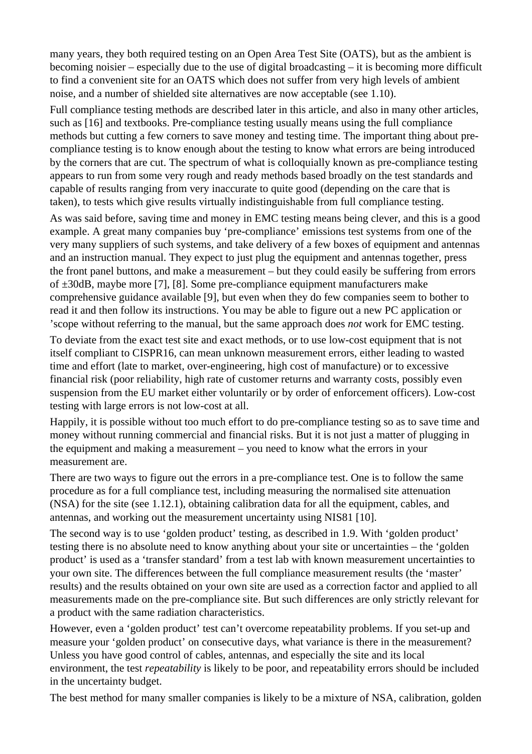many years, they both required testing on an Open Area Test Site (OATS), but as the ambient is becoming noisier – especially due to the use of digital broadcasting – it is becoming more difficult to find a convenient site for an OATS which does not suffer from very high levels of ambient noise, and a number of shielded site alternatives are now acceptable (see 1.10).

Full compliance testing methods are described later in this article, and also in many other articles, such as [16] and textbooks. Pre-compliance testing usually means using the full compliance methods but cutting a few corners to save money and testing time. The important thing about pre-compliance testing is to know enough about the testing to know what errors are being introduced by the corners that are cut. The spectrum of what is colloquially known as pre-compliance testing appears to run from some very rough and ready methods based broadly on the test standards and capable of results ranging from very inaccurate to quite good (depending on the care that is taken), to tests which give results virtually indistinguishable from full compliance testing.

As was said before, saving time and money in EMC testing means being clever, and this is a good example. A great many companies buy 'pre-compliance' emissions test systems from one of the very many suppliers of such systems, and take delivery of a few boxes of equipment and antennas and an instruction manual. They expect to just plug the equipment and antennas together, press the front panel buttons, and make a measurement – but they could easily be suffering from errors of ±30dB, maybe more [7], [8]. Some pre-compliance equipment manufacturers make comprehensive guidance available [9], but even when they do few companies seem to bother to read it and then follow its instructions. You may be able to figure out a new PC application or 'scope without referring to the manual, but the same approach does *not* work for EMC testing.

To deviate from the exact test site and exact methods, or to use low-cost equipment that is not itself compliant to CISPR16, can mean unknown measurement errors, either leading to wasted time and effort (late to market, over-engineering, high cost of manufacture) or to excessive financial risk (poor reliability, high rate of customer returns and warranty costs, possibly even suspension from the EU market either voluntarily or by order of enforcement officers). Low-cost testing with large errors is not low-cost at all.

Happily, it is possible without too much effort to do pre-compliance testing so as to save time and money without running commercial and financial risks. But it is not just a matter of plugging in the equipment and making a measurement – you need to know what the errors in your measurement are.

There are two ways to figure out the errors in a pre-compliance test. One is to follow the same procedure as for a full compliance test, including measuring the normalised site attenuation (NSA) for the site (see 1.12.1), obtaining calibration data for all the equipment, cables, and antennas, and working out the measurement uncertainty using NIS81 [10].

The second way is to use 'golden product' testing, as described in 1.9. With 'golden product' testing there is no absolute need to know anything about your site or uncertainties – the 'golden product' is used as a 'transfer standard' from a test lab with known measurement uncertainties to your own site. The differences between the full compliance measurement results (the 'master' results) and the results obtained on your own site are used as a correction factor and applied to all measurements made on the pre-compliance site. But such differences are only strictly relevant for a product with the same radiation characteristics.

However, even a 'golden product' test can't overcome repeatability problems. If you set-up and measure your 'golden product' on consecutive days, what variance is there in the measurement? Unless you have good control of cables, antennas, and especially the site and its local environment, the test *repeatability* is likely to be poor, and repeatability errors should be included in the uncertainty budget.

The best method for many smaller companies is likely to be a mixture of NSA, calibration, golden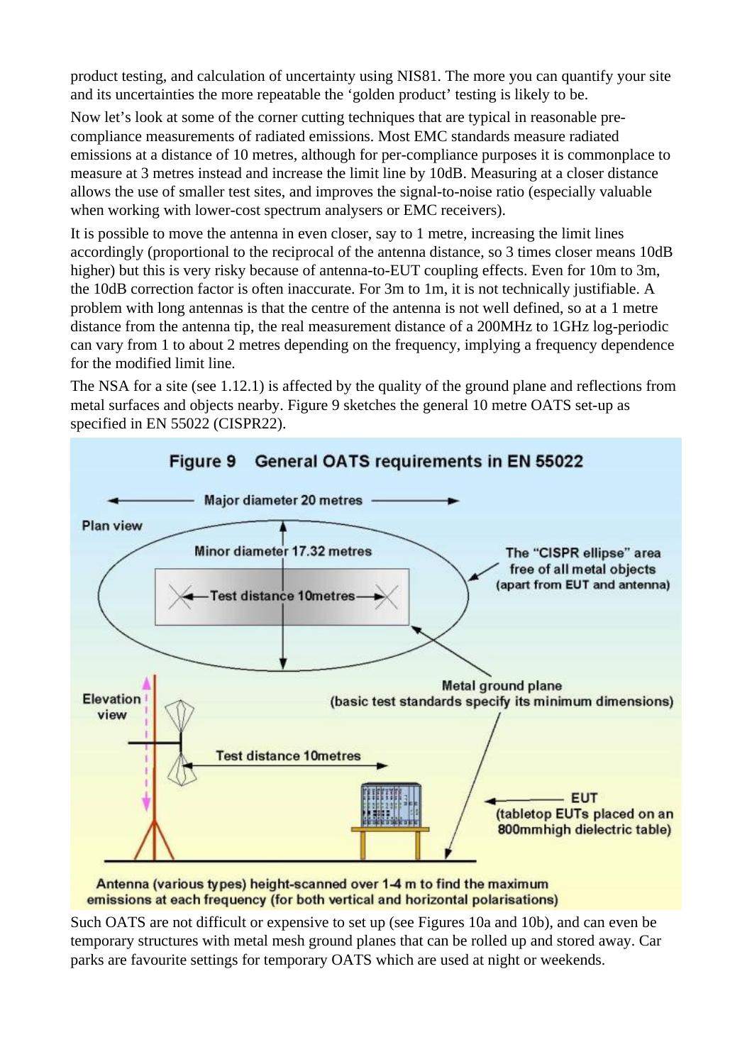product testing, and calculation of uncertainty using NIS81. The more you can quantify your site and its uncertainties the more repeatable the 'golden product' testing is likely to be.

Now let's look at some of the corner cutting techniques that are typical in reasonable pre-compliance measurements of radiated emissions. Most EMC standards measure radiated emissions at a distance of 10 metres, although for per-compliance purposes it is commonplace to measure at 3 metres instead and increase the limit line by 10dB. Measuring at a closer distance allows the use of smaller test sites, and improves the signal-to-noise ratio (especially valuable when working with lower-cost spectrum analysers or EMC receivers).

It is possible to move the antenna in even closer, say to 1 metre, increasing the limit lines accordingly (proportional to the reciprocal of the antenna distance, so 3 times closer means 10dB higher) but this is very risky because of antenna-to-EUT coupling effects. Even for 10m to 3m, the 10dB correction factor is often inaccurate. For 3m to 1m, it is not technically justifiable. A problem with long antennas is that the centre of the antenna is not well defined, so at a 1 metre distance from the antenna tip, the real measurement distance of a 200MHz to 1GHz log-periodic can vary from 1 to about 2 metres depending on the frequency, implying a frequency dependence for the modified limit line.

The NSA for a site (see 1.12.1) is affected by the quality of the ground plane and reflections from metal surfaces and objects nearby. Figure 9 sketches the general 10 metre OATS set-up as specified in EN 55022 (CISPR22).

**Figure 9 General OATS requirements in EN 55022**

Plan view: Major diameter 20 metres; Minor diameter 17.32 metres; Test distance 10metres. The "CISPR ellipse" area free of all metal objects (apart from EUT and antenna).

Elevation view: Test distance 10metres. Metal ground plane (basic test standards specify its minimum dimensions). EUT (tabletop EUTs placed on an 800mmhigh dielectric table).

Antenna (various types) height-scanned over 1-4 m to find the maximum emissions at each frequency (for both vertical and horizontal polarisations)

Such OATS are not difficult or expensive to set up (see Figures 10a and 10b), and can even be temporary structures with metal mesh ground planes that can be rolled up and stored away. Car parks are favourite settings for temporary OATS which are used at night or weekends.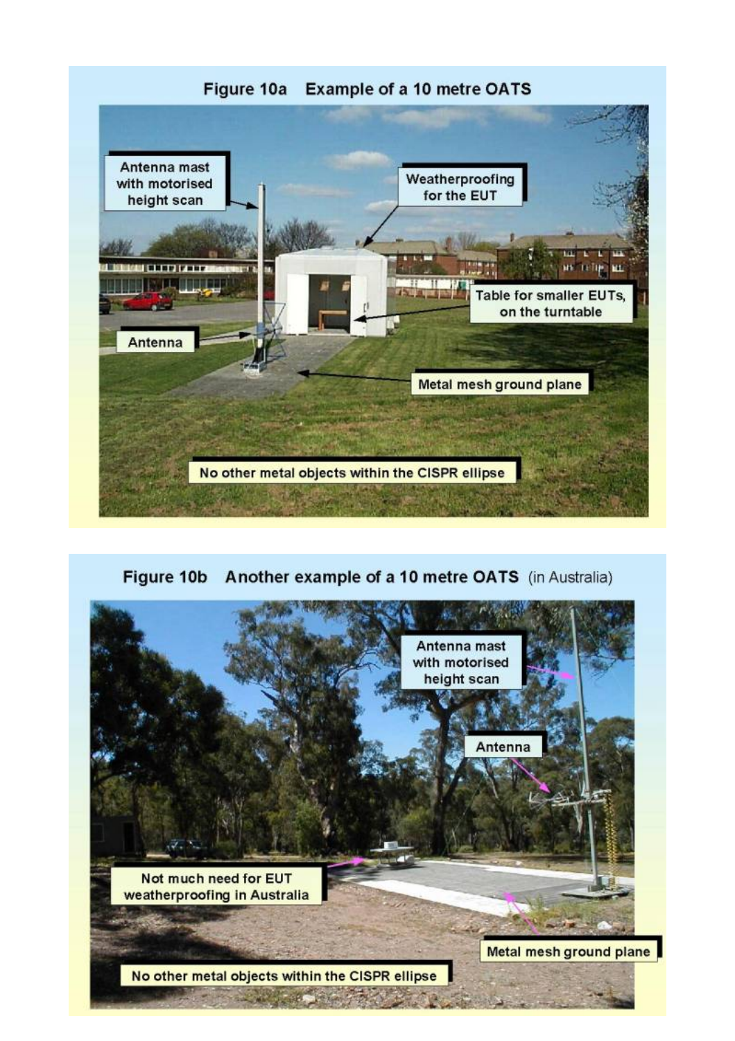**Figure 10a Example of a 10 metre OATS**

Antenna mast with motorised height scan

Weatherproofing for the EUT

Table for smaller EUTs, on the turntable

Antenna

Metal mesh ground plane

No other metal objects within the CISPR ellipse

**Figure 10b Another example of a 10 metre OATS** (in Australia)

Antenna mast with motorised height scan

Antenna

Not much need for EUT weatherproofing in Australia

Metal mesh ground plane

No other metal objects within the CISPR ellipse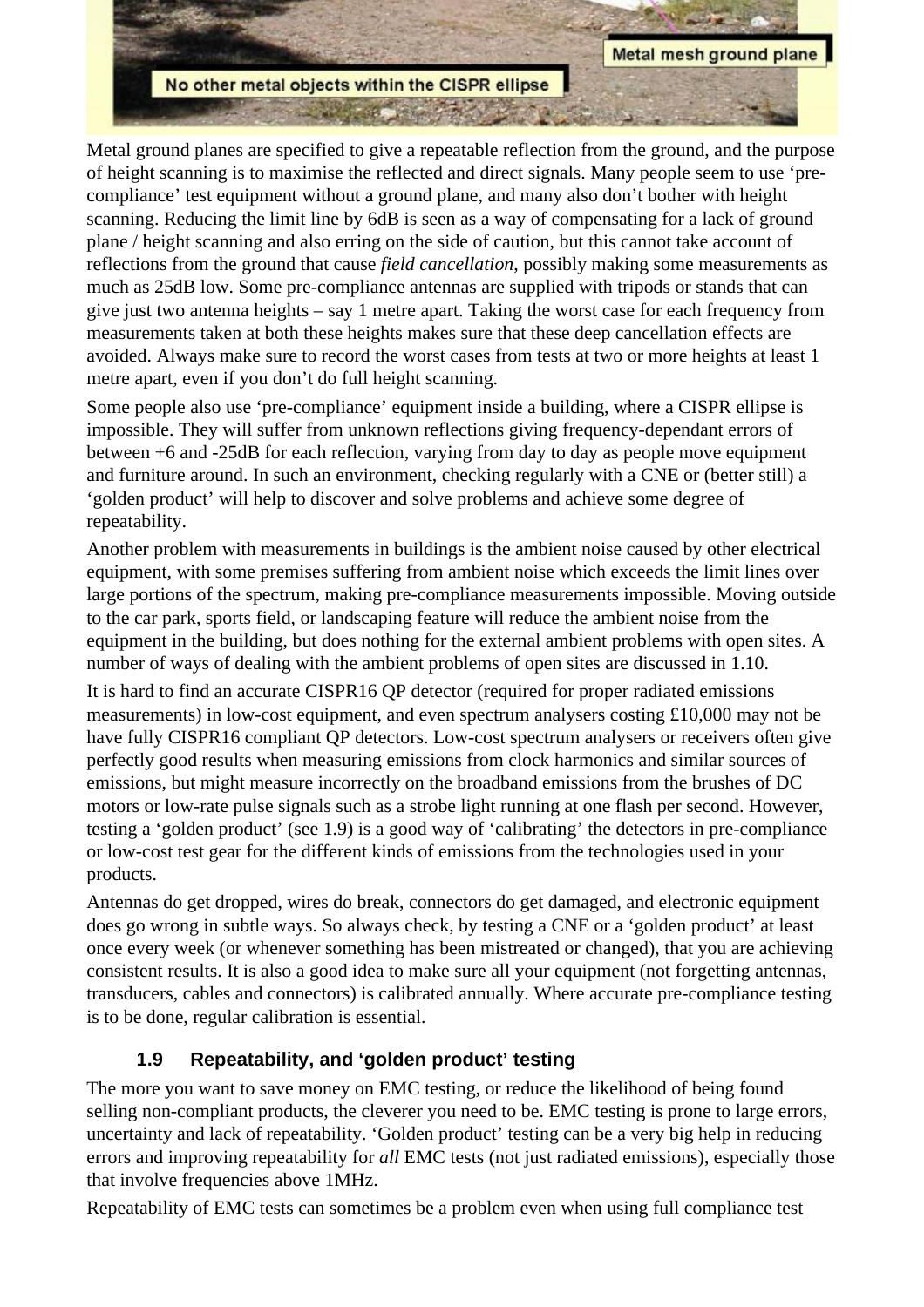Metal ground planes are specified to give a repeatable reflection from the ground, and the purpose of height scanning is to maximise the reflected and direct signals. Many people seem to use ‘pre-compliance’ test equipment without a ground plane, and many also don’t bother with height scanning. Reducing the limit line by 6dB is seen as a way of compensating for a lack of ground plane / height scanning and also erring on the side of caution, but this cannot take account of reflections from the ground that cause *field cancellation*, possibly making some measurements as much as 25dB low. Some pre-compliance antennas are supplied with tripods or stands that can give just two antenna heights – say 1 metre apart. Taking the worst case for each frequency from measurements taken at both these heights makes sure that these deep cancellation effects are avoided. Always make sure to record the worst cases from tests at two or more heights at least 1 metre apart, even if you don’t do full height scanning.

Some people also use ‘pre-compliance’ equipment inside a building, where a CISPR ellipse is impossible. They will suffer from unknown reflections giving frequency-dependant errors of between +6 and -25dB for each reflection, varying from day to day as people move equipment and furniture around. In such an environment, checking regularly with a CNE or (better still) a ‘golden product’ will help to discover and solve problems and achieve some degree of repeatability.

Another problem with measurements in buildings is the ambient noise caused by other electrical equipment, with some premises suffering from ambient noise which exceeds the limit lines over large portions of the spectrum, making pre-compliance measurements impossible. Moving outside to the car park, sports field, or landscaping feature will reduce the ambient noise from the equipment in the building, but does nothing for the external ambient problems with open sites. A number of ways of dealing with the ambient problems of open sites are discussed in 1.10.

It is hard to find an accurate CISPR16 QP detector (required for proper radiated emissions measurements) in low-cost equipment, and even spectrum analysers costing £10,000 may not be have fully CISPR16 compliant QP detectors. Low-cost spectrum analysers or receivers often give perfectly good results when measuring emissions from clock harmonics and similar sources of emissions, but might measure incorrectly on the broadband emissions from the brushes of DC motors or low-rate pulse signals such as a strobe light running at one flash per second. However, testing a ‘golden product’ (see 1.9) is a good way of ‘calibrating’ the detectors in pre-compliance or low-cost test gear for the different kinds of emissions from the technologies used in your products.

Antennas do get dropped, wires do break, connectors do get damaged, and electronic equipment does go wrong in subtle ways. So always check, by testing a CNE or a ‘golden product’ at least once every week (or whenever something has been mistreated or changed), that you are achieving consistent results. It is also a good idea to make sure all your equipment (not forgetting antennas, transducers, cables and connectors) is calibrated annually. Where accurate pre-compliance testing is to be done, regular calibration is essential.

### 1.9 Repeatability, and ‘golden product’ testing

The more you want to save money on EMC testing, or reduce the likelihood of being found selling non-compliant products, the cleverer you need to be. EMC testing is prone to large errors, uncertainty and lack of repeatability. ‘Golden product’ testing can be a very big help in reducing errors and improving repeatability for *all* EMC tests (not just radiated emissions), especially those that involve frequencies above 1MHz.

Repeatability of EMC tests can sometimes be a problem even when using full compliance test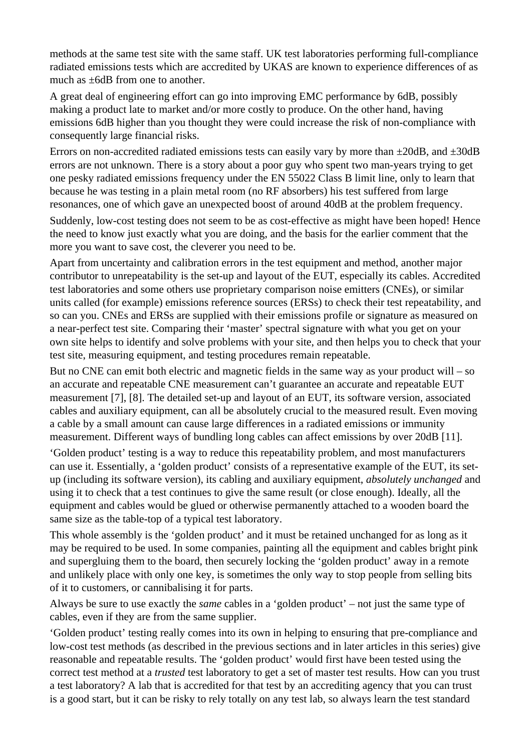methods at the same test site with the same staff. UK test laboratories performing full-compliance radiated emissions tests which are accredited by UKAS are known to experience differences of as much as ±6dB from one to another.

A great deal of engineering effort can go into improving EMC performance by 6dB, possibly making a product late to market and/or more costly to produce. On the other hand, having emissions 6dB higher than you thought they were could increase the risk of non-compliance with consequently large financial risks.

Errors on non-accredited radiated emissions tests can easily vary by more than ±20dB, and ±30dB errors are not unknown. There is a story about a poor guy who spent two man-years trying to get one pesky radiated emissions frequency under the EN 55022 Class B limit line, only to learn that because he was testing in a plain metal room (no RF absorbers) his test suffered from large resonances, one of which gave an unexpected boost of around 40dB at the problem frequency.

Suddenly, low-cost testing does not seem to be as cost-effective as might have been hoped! Hence the need to know just exactly what you are doing, and the basis for the earlier comment that the more you want to save cost, the cleverer you need to be.

Apart from uncertainty and calibration errors in the test equipment and method, another major contributor to unrepeatability is the set-up and layout of the EUT, especially its cables. Accredited test laboratories and some others use proprietary comparison noise emitters (CNEs), or similar units called (for example) emissions reference sources (ERSs) to check their test repeatability, and so can you. CNEs and ERSs are supplied with their emissions profile or signature as measured on a near-perfect test site. Comparing their 'master' spectral signature with what you get on your own site helps to identify and solve problems with your site, and then helps you to check that your test site, measuring equipment, and testing procedures remain repeatable.

But no CNE can emit both electric and magnetic fields in the same way as your product will – so an accurate and repeatable CNE measurement can't guarantee an accurate and repeatable EUT measurement [7], [8]. The detailed set-up and layout of an EUT, its software version, associated cables and auxiliary equipment, can all be absolutely crucial to the measured result. Even moving a cable by a small amount can cause large differences in a radiated emissions or immunity measurement. Different ways of bundling long cables can affect emissions by over 20dB [11].

'Golden product' testing is a way to reduce this repeatability problem, and most manufacturers can use it. Essentially, a 'golden product' consists of a representative example of the EUT, its set-up (including its software version), its cabling and auxiliary equipment, *absolutely unchanged* and using it to check that a test continues to give the same result (or close enough). Ideally, all the equipment and cables would be glued or otherwise permanently attached to a wooden board the same size as the table-top of a typical test laboratory.

This whole assembly is the 'golden product' and it must be retained unchanged for as long as it may be required to be used. In some companies, painting all the equipment and cables bright pink and supergluing them to the board, then securely locking the 'golden product' away in a remote and unlikely place with only one key, is sometimes the only way to stop people from selling bits of it to customers, or cannibalising it for parts.

Always be sure to use exactly the *same* cables in a 'golden product' – not just the same type of cables, even if they are from the same supplier.

'Golden product' testing really comes into its own in helping to ensuring that pre-compliance and low-cost test methods (as described in the previous sections and in later articles in this series) give reasonable and repeatable results. The 'golden product' would first have been tested using the correct test method at a *trusted* test laboratory to get a set of master test results. How can you trust a test laboratory? A lab that is accredited for that test by an accrediting agency that you can trust is a good start, but it can be risky to rely totally on any test lab, so always learn the test standard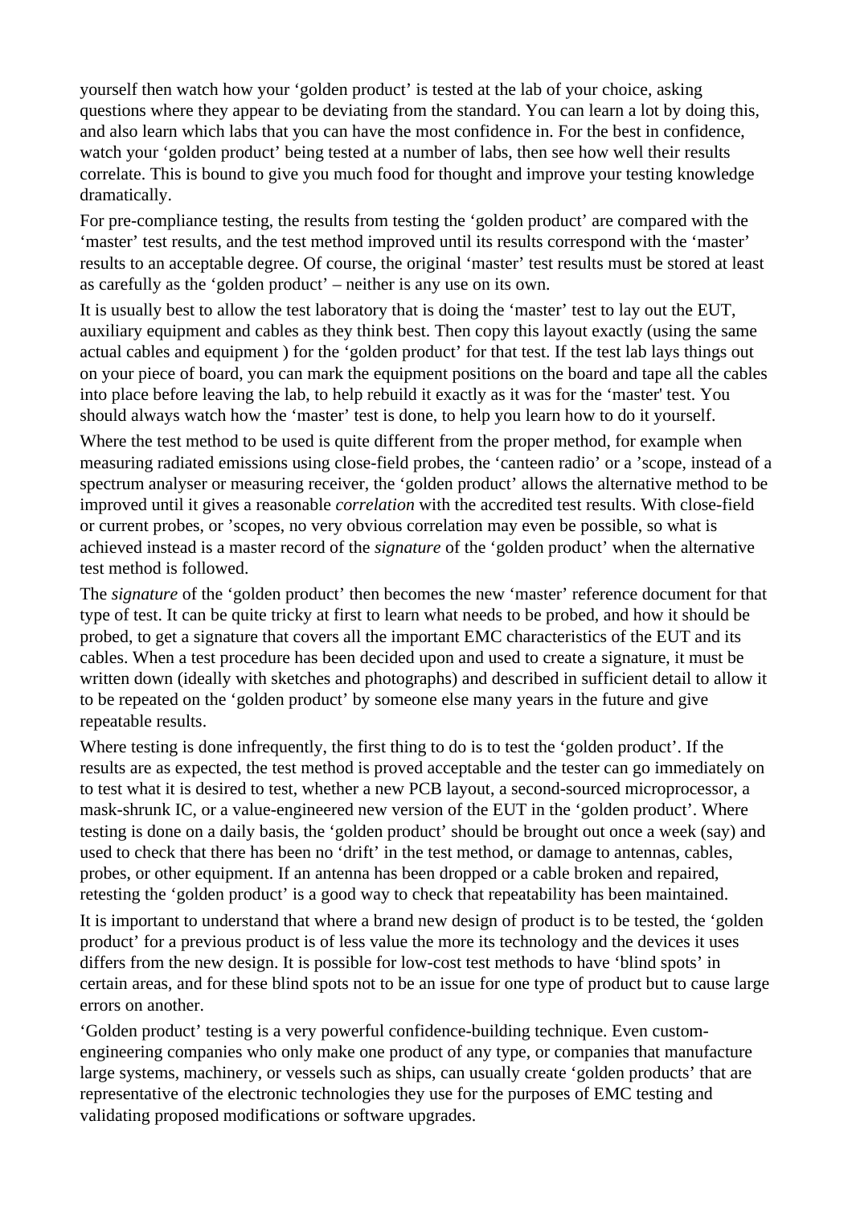yourself then watch how your 'golden product' is tested at the lab of your choice, asking questions where they appear to be deviating from the standard. You can learn a lot by doing this, and also learn which labs that you can have the most confidence in. For the best in confidence, watch your 'golden product' being tested at a number of labs, then see how well their results correlate. This is bound to give you much food for thought and improve your testing knowledge dramatically.

For pre-compliance testing, the results from testing the 'golden product' are compared with the 'master' test results, and the test method improved until its results correspond with the 'master' results to an acceptable degree. Of course, the original 'master' test results must be stored at least as carefully as the 'golden product' – neither is any use on its own.

It is usually best to allow the test laboratory that is doing the 'master' test to lay out the EUT, auxiliary equipment and cables as they think best. Then copy this layout exactly (using the same actual cables and equipment ) for the 'golden product' for that test. If the test lab lays things out on your piece of board, you can mark the equipment positions on the board and tape all the cables into place before leaving the lab, to help rebuild it exactly as it was for the 'master' test. You should always watch how the 'master' test is done, to help you learn how to do it yourself.

Where the test method to be used is quite different from the proper method, for example when measuring radiated emissions using close-field probes, the 'canteen radio' or a 'scope, instead of a spectrum analyser or measuring receiver, the 'golden product' allows the alternative method to be improved until it gives a reasonable *correlation* with the accredited test results. With close-field or current probes, or 'scopes, no very obvious correlation may even be possible, so what is achieved instead is a master record of the *signature* of the 'golden product' when the alternative test method is followed.

The *signature* of the 'golden product' then becomes the new 'master' reference document for that type of test. It can be quite tricky at first to learn what needs to be probed, and how it should be probed, to get a signature that covers all the important EMC characteristics of the EUT and its cables. When a test procedure has been decided upon and used to create a signature, it must be written down (ideally with sketches and photographs) and described in sufficient detail to allow it to be repeated on the 'golden product' by someone else many years in the future and give repeatable results.

Where testing is done infrequently, the first thing to do is to test the 'golden product'. If the results are as expected, the test method is proved acceptable and the tester can go immediately on to test what it is desired to test, whether a new PCB layout, a second-sourced microprocessor, a mask-shrunk IC, or a value-engineered new version of the EUT in the 'golden product'. Where testing is done on a daily basis, the 'golden product' should be brought out once a week (say) and used to check that there has been no 'drift' in the test method, or damage to antennas, cables, probes, or other equipment. If an antenna has been dropped or a cable broken and repaired, retesting the 'golden product' is a good way to check that repeatability has been maintained.

It is important to understand that where a brand new design of product is to be tested, the 'golden product' for a previous product is of less value the more its technology and the devices it uses differs from the new design. It is possible for low-cost test methods to have 'blind spots' in certain areas, and for these blind spots not to be an issue for one type of product but to cause large errors on another.

'Golden product' testing is a very powerful confidence-building technique. Even custom-engineering companies who only make one product of any type, or companies that manufacture large systems, machinery, or vessels such as ships, can usually create 'golden products' that are representative of the electronic technologies they use for the purposes of EMC testing and validating proposed modifications or software upgrades.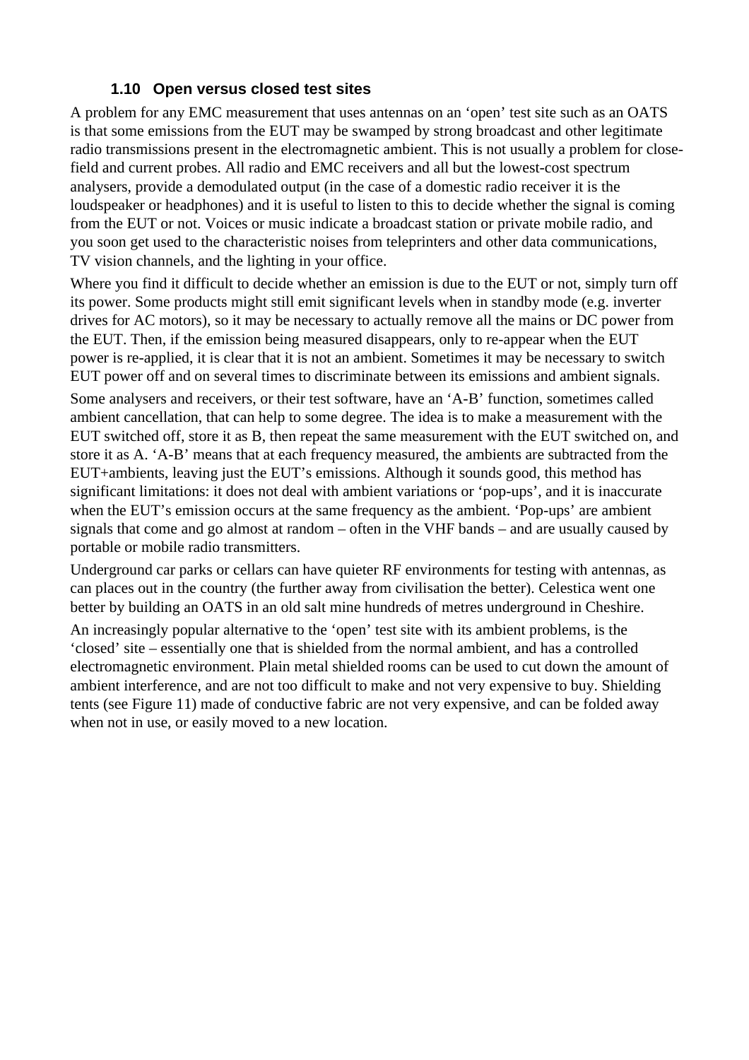### 1.10 Open versus closed test sites

A problem for any EMC measurement that uses antennas on an 'open' test site such as an OATS is that some emissions from the EUT may be swamped by strong broadcast and other legitimate radio transmissions present in the electromagnetic ambient. This is not usually a problem for close-field and current probes. All radio and EMC receivers and all but the lowest-cost spectrum analysers, provide a demodulated output (in the case of a domestic radio receiver it is the loudspeaker or headphones) and it is useful to listen to this to decide whether the signal is coming from the EUT or not. Voices or music indicate a broadcast station or private mobile radio, and you soon get used to the characteristic noises from teleprinters and other data communications, TV vision channels, and the lighting in your office.

Where you find it difficult to decide whether an emission is due to the EUT or not, simply turn off its power. Some products might still emit significant levels when in standby mode (e.g. inverter drives for AC motors), so it may be necessary to actually remove all the mains or DC power from the EUT. Then, if the emission being measured disappears, only to re-appear when the EUT power is re-applied, it is clear that it is not an ambient. Sometimes it may be necessary to switch EUT power off and on several times to discriminate between its emissions and ambient signals.

Some analysers and receivers, or their test software, have an 'A-B' function, sometimes called ambient cancellation, that can help to some degree. The idea is to make a measurement with the EUT switched off, store it as B, then repeat the same measurement with the EUT switched on, and store it as A. 'A-B' means that at each frequency measured, the ambients are subtracted from the EUT+ambients, leaving just the EUT's emissions. Although it sounds good, this method has significant limitations: it does not deal with ambient variations or 'pop-ups', and it is inaccurate when the EUT's emission occurs at the same frequency as the ambient. 'Pop-ups' are ambient signals that come and go almost at random – often in the VHF bands – and are usually caused by portable or mobile radio transmitters.

Underground car parks or cellars can have quieter RF environments for testing with antennas, as can places out in the country (the further away from civilisation the better). Celestica went one better by building an OATS in an old salt mine hundreds of metres underground in Cheshire.

An increasingly popular alternative to the 'open' test site with its ambient problems, is the 'closed' site – essentially one that is shielded from the normal ambient, and has a controlled electromagnetic environment. Plain metal shielded rooms can be used to cut down the amount of ambient interference, and are not too difficult to make and not very expensive to buy. Shielding tents (see Figure 11) made of conductive fabric are not very expensive, and can be folded away when not in use, or easily moved to a new location.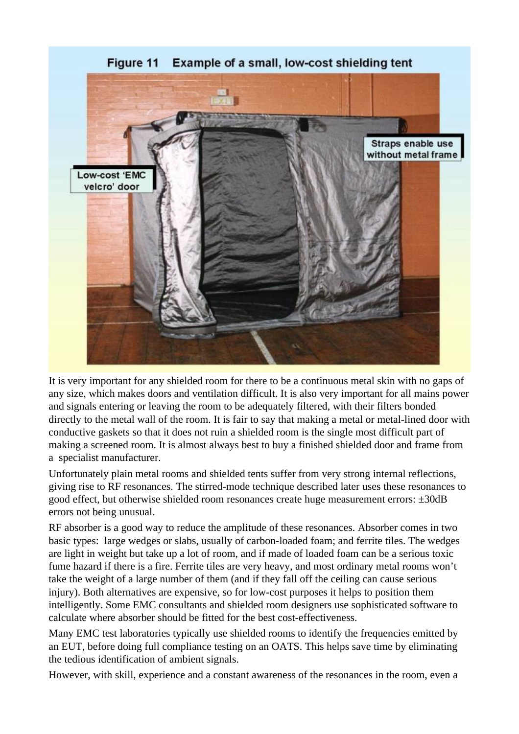**Figure 11 Example of a small, low-cost shielding tent**

It is very important for any shielded room for there to be a continuous metal skin with no gaps of any size, which makes doors and ventilation difficult. It is also very important for all mains power and signals entering or leaving the room to be adequately filtered, with their filters bonded directly to the metal wall of the room. It is fair to say that making a metal or metal-lined door with conductive gaskets so that it does not ruin a shielded room is the single most difficult part of making a screened room. It is almost always best to buy a finished shielded door and frame from a specialist manufacturer.

Unfortunately plain metal rooms and shielded tents suffer from very strong internal reflections, giving rise to RF resonances. The stirred-mode technique described later uses these resonances to good effect, but otherwise shielded room resonances create huge measurement errors: ±30dB errors not being unusual.

RF absorber is a good way to reduce the amplitude of these resonances. Absorber comes in two basic types: large wedges or slabs, usually of carbon-loaded foam; and ferrite tiles. The wedges are light in weight but take up a lot of room, and if made of loaded foam can be a serious toxic fume hazard if there is a fire. Ferrite tiles are very heavy, and most ordinary metal rooms won't take the weight of a large number of them (and if they fall off the ceiling can cause serious injury). Both alternatives are expensive, so for low-cost purposes it helps to position them intelligently. Some EMC consultants and shielded room designers use sophisticated software to calculate where absorber should be fitted for the best cost-effectiveness.

Many EMC test laboratories typically use shielded rooms to identify the frequencies emitted by an EUT, before doing full compliance testing on an OATS. This helps save time by eliminating the tedious identification of ambient signals.

However, with skill, experience and a constant awareness of the resonances in the room, even a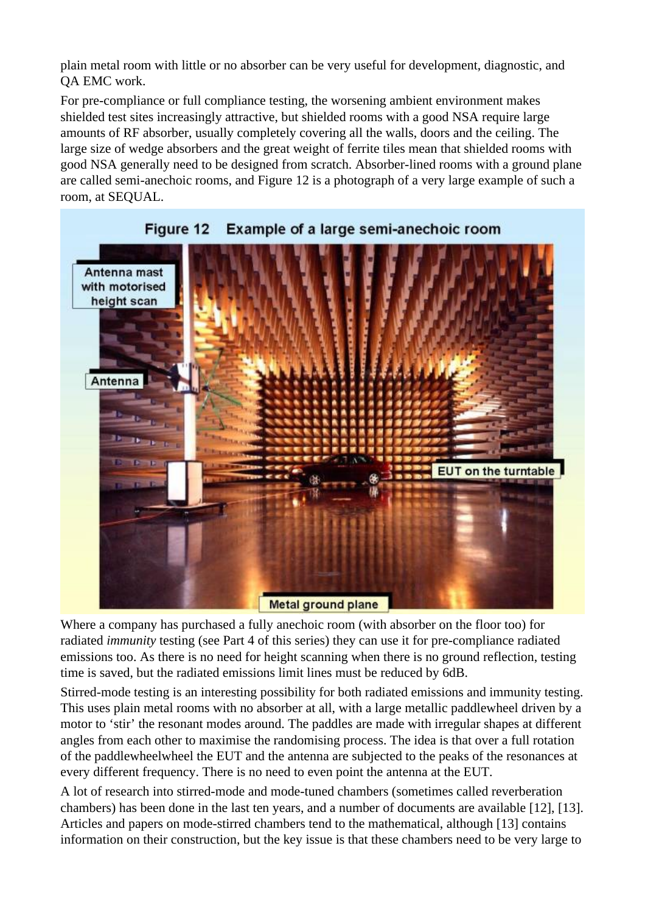plain metal room with little or no absorber can be very useful for development, diagnostic, and QA EMC work.

For pre-compliance or full compliance testing, the worsening ambient environment makes shielded test sites increasingly attractive, but shielded rooms with a good NSA require large amounts of RF absorber, usually completely covering all the walls, doors and the ceiling. The large size of wedge absorbers and the great weight of ferrite tiles mean that shielded rooms with good NSA generally need to be designed from scratch. Absorber-lined rooms with a ground plane are called semi-anechoic rooms, and Figure 12 is a photograph of a very large example of such a room, at SEQUAL.

**Figure 12 Example of a large semi-anechoic room**

Where a company has purchased a fully anechoic room (with absorber on the floor too) for radiated *immunity* testing (see Part 4 of this series) they can use it for pre-compliance radiated emissions too. As there is no need for height scanning when there is no ground reflection, testing time is saved, but the radiated emissions limit lines must be reduced by 6dB.

Stirred-mode testing is an interesting possibility for both radiated emissions and immunity testing. This uses plain metal rooms with no absorber at all, with a large metallic paddlewheel driven by a motor to 'stir' the resonant modes around. The paddles are made with irregular shapes at different angles from each other to maximise the randomising process. The idea is that over a full rotation of the paddlewheelwheel the EUT and the antenna are subjected to the peaks of the resonances at every different frequency. There is no need to even point the antenna at the EUT.

A lot of research into stirred-mode and mode-tuned chambers (sometimes called reverberation chambers) has been done in the last ten years, and a number of documents are available [12], [13]. Articles and papers on mode-stirred chambers tend to the mathematical, although [13] contains information on their construction, but the key issue is that these chambers need to be very large to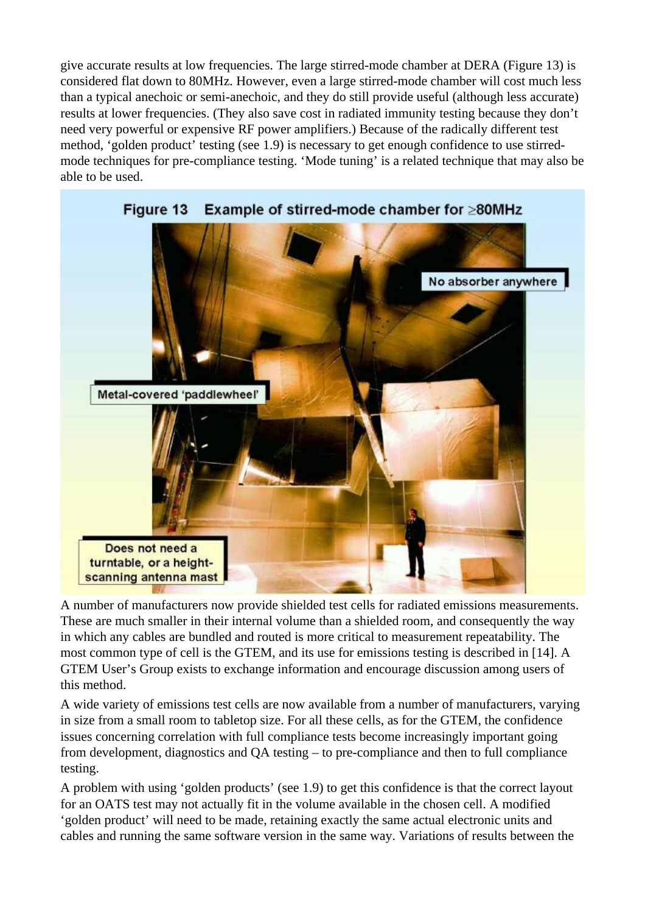give accurate results at low frequencies. The large stirred-mode chamber at DERA (Figure 13) is considered flat down to 80MHz. However, even a large stirred-mode chamber will cost much less than a typical anechoic or semi-anechoic, and they do still provide useful (although less accurate) results at lower frequencies. (They also save cost in radiated immunity testing because they don't need very powerful or expensive RF power amplifiers.) Because of the radically different test method, 'golden product' testing (see 1.9) is necessary to get enough confidence to use stirred-mode techniques for pre-compliance testing. 'Mode tuning' is a related technique that may also be able to be used.

**Figure 13 Example of stirred-mode chamber for ≥80MHz**

A number of manufacturers now provide shielded test cells for radiated emissions measurements. These are much smaller in their internal volume than a shielded room, and consequently the way in which any cables are bundled and routed is more critical to measurement repeatability. The most common type of cell is the GTEM, and its use for emissions testing is described in [14]. A GTEM User's Group exists to exchange information and encourage discussion among users of this method.

A wide variety of emissions test cells are now available from a number of manufacturers, varying in size from a small room to tabletop size. For all these cells, as for the GTEM, the confidence issues concerning correlation with full compliance tests become increasingly important going from development, diagnostics and QA testing – to pre-compliance and then to full compliance testing.

A problem with using 'golden products' (see 1.9) to get this confidence is that the correct layout for an OATS test may not actually fit in the volume available in the chosen cell. A modified 'golden product' will need to be made, retaining exactly the same actual electronic units and cables and running the same software version in the same way. Variations of results between the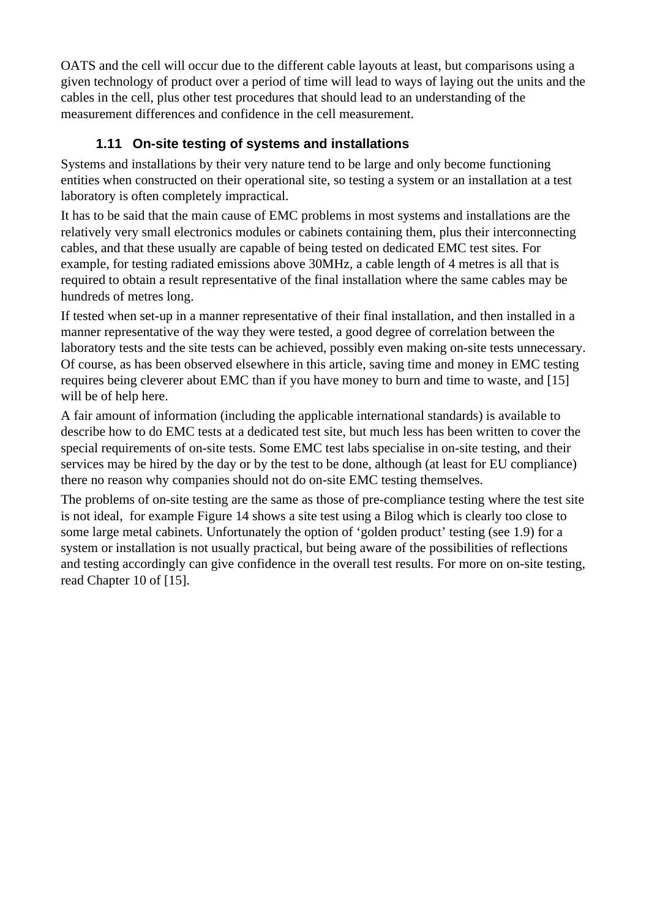OATS and the cell will occur due to the different cable layouts at least, but comparisons using a given technology of product over a period of time will lead to ways of laying out the units and the cables in the cell, plus other test procedures that should lead to an understanding of the measurement differences and confidence in the cell measurement.

### 1.11 On-site testing of systems and installations

Systems and installations by their very nature tend to be large and only become functioning entities when constructed on their operational site, so testing a system or an installation at a test laboratory is often completely impractical.

It has to be said that the main cause of EMC problems in most systems and installations are the relatively very small electronics modules or cabinets containing them, plus their interconnecting cables, and that these usually are capable of being tested on dedicated EMC test sites. For example, for testing radiated emissions above 30MHz, a cable length of 4 metres is all that is required to obtain a result representative of the final installation where the same cables may be hundreds of metres long.

If tested when set-up in a manner representative of their final installation, and then installed in a manner representative of the way they were tested, a good degree of correlation between the laboratory tests and the site tests can be achieved, possibly even making on-site tests unnecessary. Of course, as has been observed elsewhere in this article, saving time and money in EMC testing requires being cleverer about EMC than if you have money to burn and time to waste, and [15] will be of help here.

A fair amount of information (including the applicable international standards) is available to describe how to do EMC tests at a dedicated test site, but much less has been written to cover the special requirements of on-site tests. Some EMC test labs specialise in on-site testing, and their services may be hired by the day or by the test to be done, although (at least for EU compliance) there no reason why companies should not do on-site EMC testing themselves.

The problems of on-site testing are the same as those of pre-compliance testing where the test site is not ideal, for example Figure 14 shows a site test using a Bilog which is clearly too close to some large metal cabinets. Unfortunately the option of 'golden product' testing (see 1.9) for a system or installation is not usually practical, but being aware of the possibilities of reflections and testing accordingly can give confidence in the overall test results. For more on on-site testing, read Chapter 10 of [15].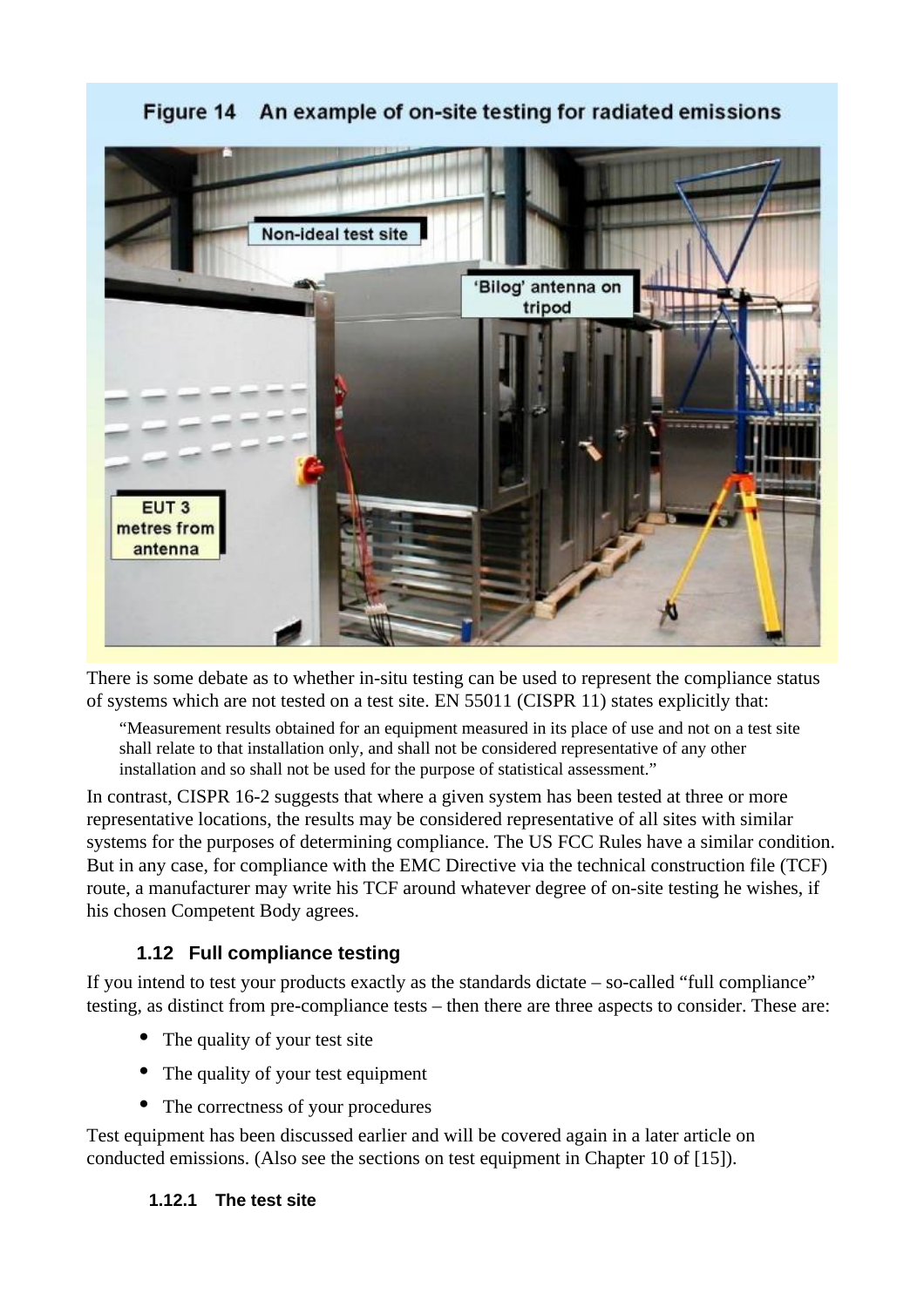**Figure 14 An example of on-site testing for radiated emissions**

There is some debate as to whether in-situ testing can be used to represent the compliance status of systems which are not tested on a test site. EN 55011 (CISPR 11) states explicitly that:

> "Measurement results obtained for an equipment measured in its place of use and not on a test site shall relate to that installation only, and shall not be considered representative of any other installation and so shall not be used for the purpose of statistical assessment."

In contrast, CISPR 16-2 suggests that where a given system has been tested at three or more representative locations, the results may be considered representative of all sites with similar systems for the purposes of determining compliance. The US FCC Rules have a similar condition. But in any case, for compliance with the EMC Directive via the technical construction file (TCF) route, a manufacturer may write his TCF around whatever degree of on-site testing he wishes, if his chosen Competent Body agrees.

### 1.12 Full compliance testing

If you intend to test your products exactly as the standards dictate – so-called "full compliance" testing, as distinct from pre-compliance tests – then there are three aspects to consider. These are:

- The quality of your test site
- The quality of your test equipment
- The correctness of your procedures

Test equipment has been discussed earlier and will be covered again in a later article on conducted emissions. (Also see the sections on test equipment in Chapter 10 of [15]).

#### 1.12.1 The test site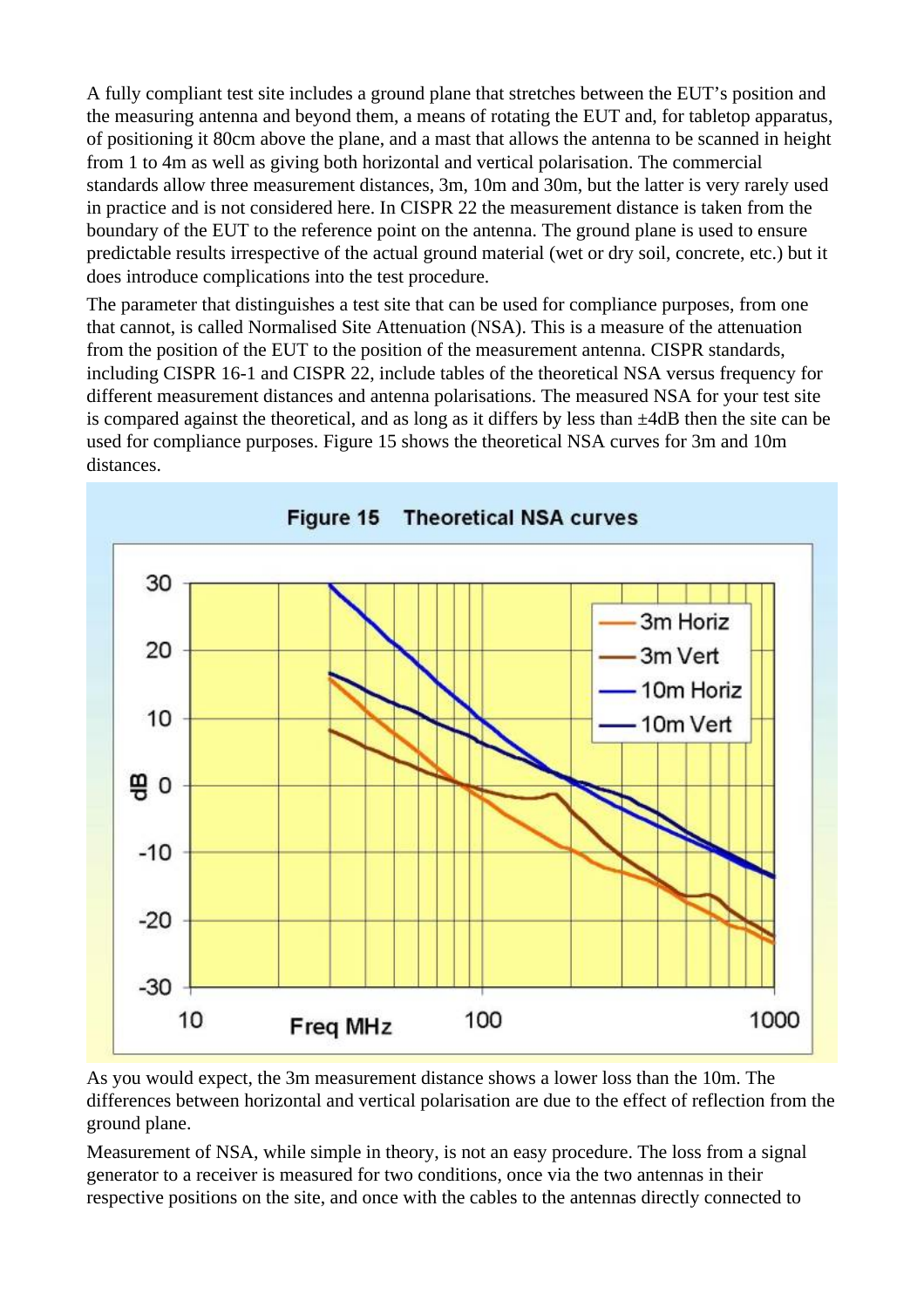A fully compliant test site includes a ground plane that stretches between the EUT's position and the measuring antenna and beyond them, a means of rotating the EUT and, for tabletop apparatus, of positioning it 80cm above the plane, and a mast that allows the antenna to be scanned in height from 1 to 4m as well as giving both horizontal and vertical polarisation. The commercial standards allow three measurement distances, 3m, 10m and 30m, but the latter is very rarely used in practice and is not considered here. In CISPR 22 the measurement distance is taken from the boundary of the EUT to the reference point on the antenna. The ground plane is used to ensure predictable results irrespective of the actual ground material (wet or dry soil, concrete, etc.) but it does introduce complications into the test procedure.

The parameter that distinguishes a test site that can be used for compliance purposes, from one that cannot, is called Normalised Site Attenuation (NSA). This is a measure of the attenuation from the position of the EUT to the position of the measurement antenna. CISPR standards, including CISPR 16-1 and CISPR 22, include tables of the theoretical NSA versus frequency for different measurement distances and antenna polarisations. The measured NSA for your test site is compared against the theoretical, and as long as it differs by less than ±4dB then the site can be used for compliance purposes. Figure 15 shows the theoretical NSA curves for 3m and 10m distances.

**Figure 15 Theoretical NSA curves**

As you would expect, the 3m measurement distance shows a lower loss than the 10m. The differences between horizontal and vertical polarisation are due to the effect of reflection from the ground plane.

Measurement of NSA, while simple in theory, is not an easy procedure. The loss from a signal generator to a receiver is measured for two conditions, once via the two antennas in their respective positions on the site, and once with the cables to the antennas directly connected to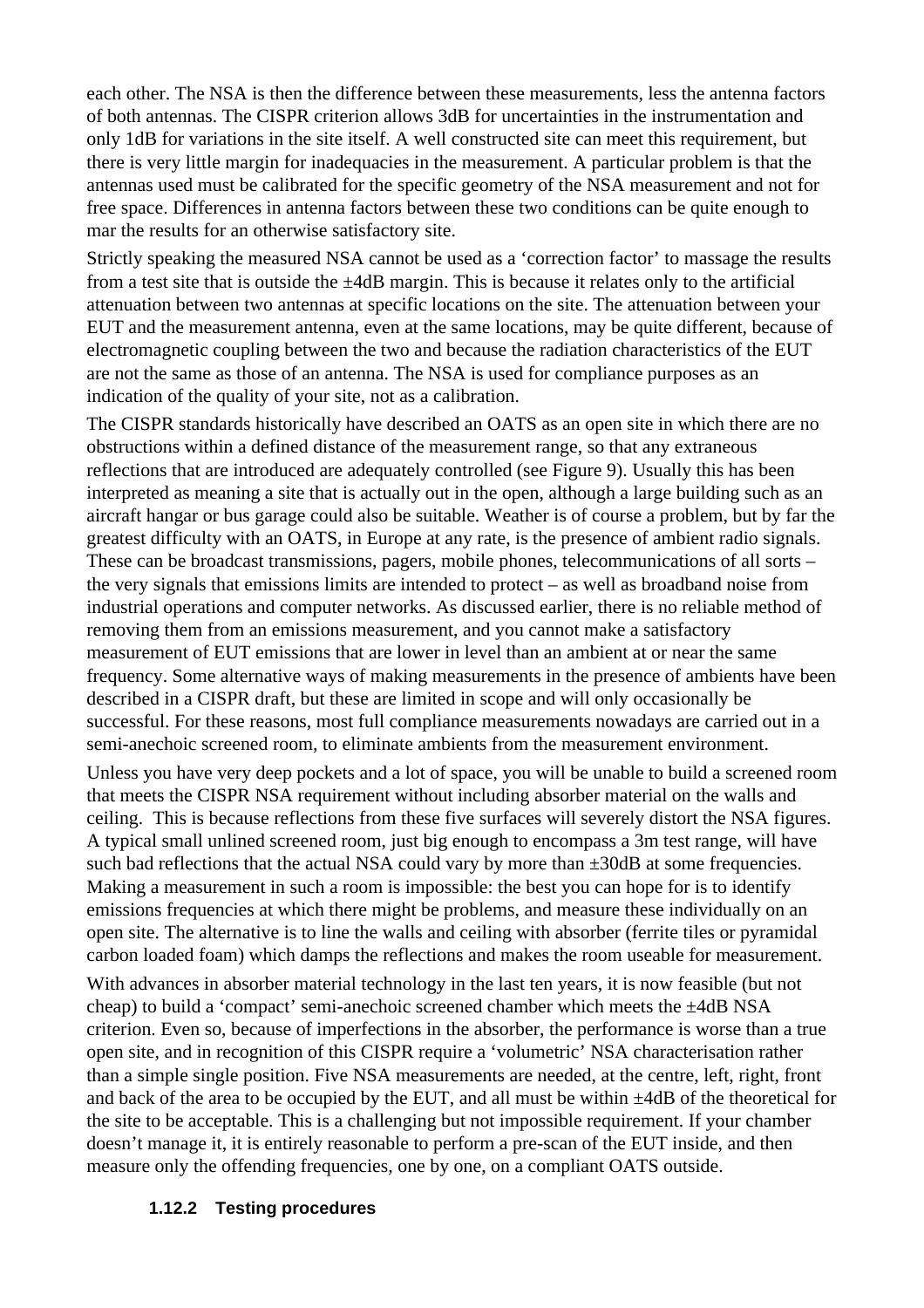each other. The NSA is then the difference between these measurements, less the antenna factors of both antennas. The CISPR criterion allows 3dB for uncertainties in the instrumentation and only 1dB for variations in the site itself. A well constructed site can meet this requirement, but there is very little margin for inadequacies in the measurement. A particular problem is that the antennas used must be calibrated for the specific geometry of the NSA measurement and not for free space. Differences in antenna factors between these two conditions can be quite enough to mar the results for an otherwise satisfactory site.

Strictly speaking the measured NSA cannot be used as a 'correction factor' to massage the results from a test site that is outside the ±4dB margin. This is because it relates only to the artificial attenuation between two antennas at specific locations on the site. The attenuation between your EUT and the measurement antenna, even at the same locations, may be quite different, because of electromagnetic coupling between the two and because the radiation characteristics of the EUT are not the same as those of an antenna. The NSA is used for compliance purposes as an indication of the quality of your site, not as a calibration.

The CISPR standards historically have described an OATS as an open site in which there are no obstructions within a defined distance of the measurement range, so that any extraneous reflections that are introduced are adequately controlled (see Figure 9). Usually this has been interpreted as meaning a site that is actually out in the open, although a large building such as an aircraft hangar or bus garage could also be suitable. Weather is of course a problem, but by far the greatest difficulty with an OATS, in Europe at any rate, is the presence of ambient radio signals. These can be broadcast transmissions, pagers, mobile phones, telecommunications of all sorts – the very signals that emissions limits are intended to protect – as well as broadband noise from industrial operations and computer networks. As discussed earlier, there is no reliable method of removing them from an emissions measurement, and you cannot make a satisfactory measurement of EUT emissions that are lower in level than an ambient at or near the same frequency. Some alternative ways of making measurements in the presence of ambients have been described in a CISPR draft, but these are limited in scope and will only occasionally be successful. For these reasons, most full compliance measurements nowadays are carried out in a semi-anechoic screened room, to eliminate ambients from the measurement environment.

Unless you have very deep pockets and a lot of space, you will be unable to build a screened room that meets the CISPR NSA requirement without including absorber material on the walls and ceiling. This is because reflections from these five surfaces will severely distort the NSA figures. A typical small unlined screened room, just big enough to encompass a 3m test range, will have such bad reflections that the actual NSA could vary by more than ±30dB at some frequencies. Making a measurement in such a room is impossible: the best you can hope for is to identify emissions frequencies at which there might be problems, and measure these individually on an open site. The alternative is to line the walls and ceiling with absorber (ferrite tiles or pyramidal carbon loaded foam) which damps the reflections and makes the room useable for measurement.

With advances in absorber material technology in the last ten years, it is now feasible (but not cheap) to build a 'compact' semi-anechoic screened chamber which meets the ±4dB NSA criterion. Even so, because of imperfections in the absorber, the performance is worse than a true open site, and in recognition of this CISPR require a 'volumetric' NSA characterisation rather than a simple single position. Five NSA measurements are needed, at the centre, left, right, front and back of the area to be occupied by the EUT, and all must be within ±4dB of the theoretical for the site to be acceptable. This is a challenging but not impossible requirement. If your chamber doesn't manage it, it is entirely reasonable to perform a pre-scan of the EUT inside, and then measure only the offending frequencies, one by one, on a compliant OATS outside.

### 1.12.2 Testing procedures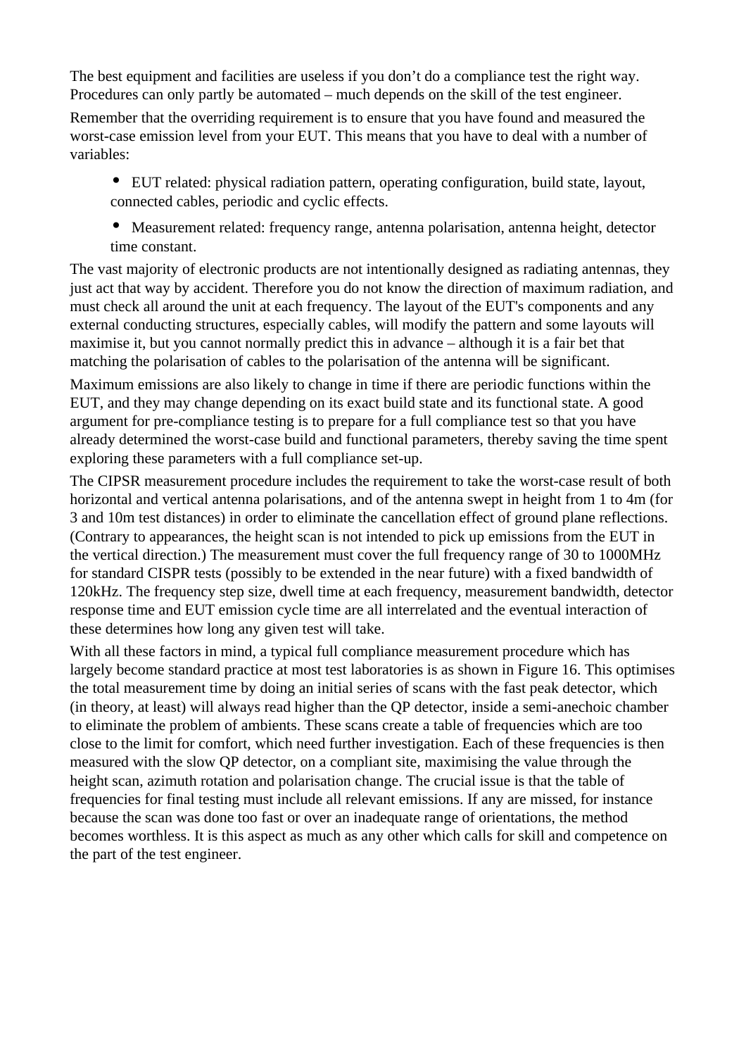The best equipment and facilities are useless if you don't do a compliance test the right way. Procedures can only partly be automated – much depends on the skill of the test engineer.

Remember that the overriding requirement is to ensure that you have found and measured the worst-case emission level from your EUT. This means that you have to deal with a number of variables:

- EUT related: physical radiation pattern, operating configuration, build state, layout, connected cables, periodic and cyclic effects.
- Measurement related: frequency range, antenna polarisation, antenna height, detector time constant.

The vast majority of electronic products are not intentionally designed as radiating antennas, they just act that way by accident. Therefore you do not know the direction of maximum radiation, and must check all around the unit at each frequency. The layout of the EUT's components and any external conducting structures, especially cables, will modify the pattern and some layouts will maximise it, but you cannot normally predict this in advance – although it is a fair bet that matching the polarisation of cables to the polarisation of the antenna will be significant.

Maximum emissions are also likely to change in time if there are periodic functions within the EUT, and they may change depending on its exact build state and its functional state. A good argument for pre-compliance testing is to prepare for a full compliance test so that you have already determined the worst-case build and functional parameters, thereby saving the time spent exploring these parameters with a full compliance set-up.

The CIPSR measurement procedure includes the requirement to take the worst-case result of both horizontal and vertical antenna polarisations, and of the antenna swept in height from 1 to 4m (for 3 and 10m test distances) in order to eliminate the cancellation effect of ground plane reflections. (Contrary to appearances, the height scan is not intended to pick up emissions from the EUT in the vertical direction.) The measurement must cover the full frequency range of 30 to 1000MHz for standard CISPR tests (possibly to be extended in the near future) with a fixed bandwidth of 120kHz. The frequency step size, dwell time at each frequency, measurement bandwidth, detector response time and EUT emission cycle time are all interrelated and the eventual interaction of these determines how long any given test will take.

With all these factors in mind, a typical full compliance measurement procedure which has largely become standard practice at most test laboratories is as shown in Figure 16. This optimises the total measurement time by doing an initial series of scans with the fast peak detector, which (in theory, at least) will always read higher than the QP detector, inside a semi-anechoic chamber to eliminate the problem of ambients. These scans create a table of frequencies which are too close to the limit for comfort, which need further investigation. Each of these frequencies is then measured with the slow QP detector, on a compliant site, maximising the value through the height scan, azimuth rotation and polarisation change. The crucial issue is that the table of frequencies for final testing must include all relevant emissions. If any are missed, for instance because the scan was done too fast or over an inadequate range of orientations, the method becomes worthless. It is this aspect as much as any other which calls for skill and competence on the part of the test engineer.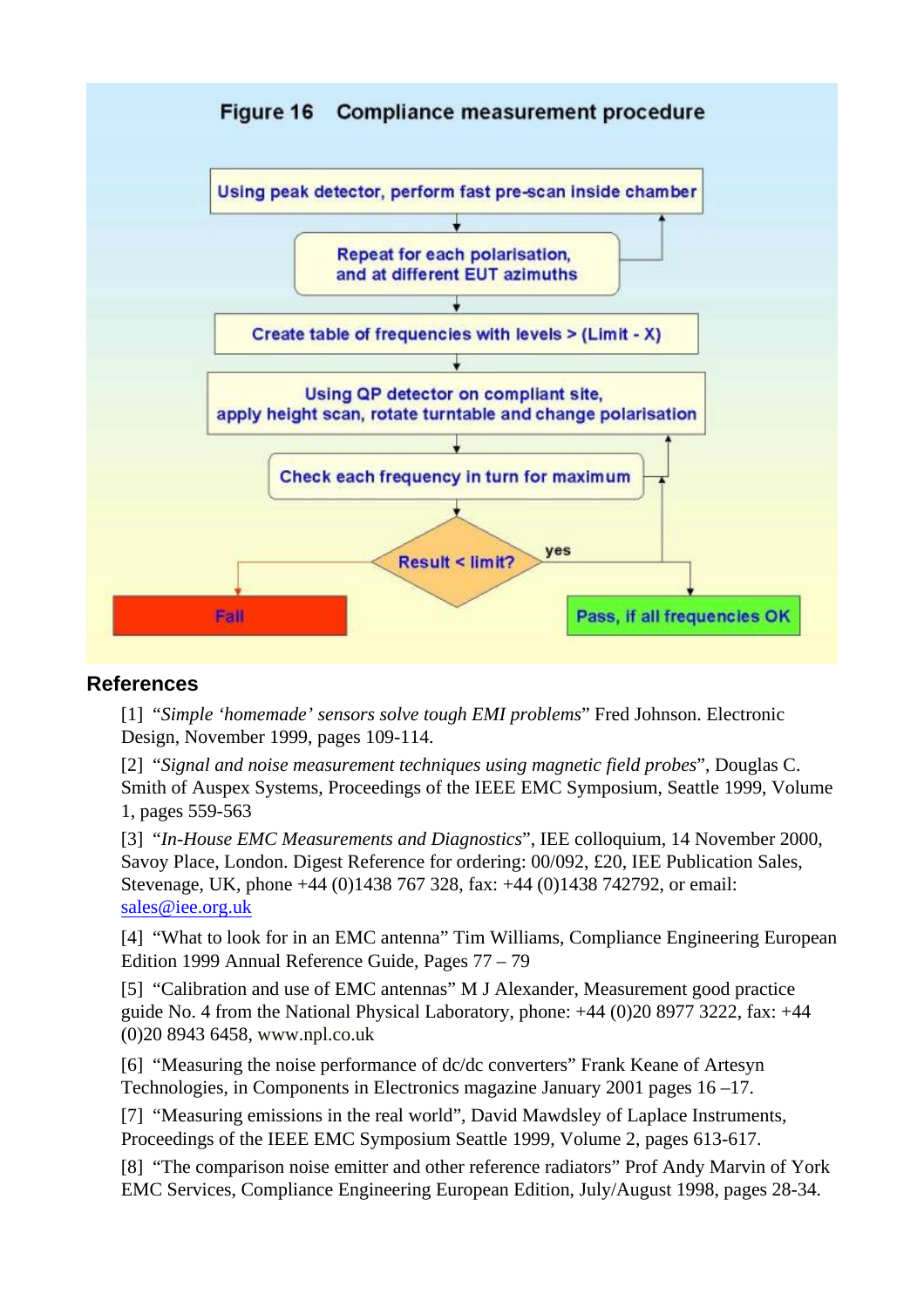**Figure 16 Compliance measurement procedure**

Using peak detector, perform fast pre-scan inside chamber

Repeat for each polarisation, and at different EUT azimuths

Create table of frequencies with levels > (Limit - X)

Using QP detector on compliant site, apply height scan, rotate turntable and change polarisation

Check each frequency in turn for maximum

Result < limit?

yes

Fail

Pass, if all frequencies OK

## References

[1] "*Simple 'homemade' sensors solve tough EMI problems*" Fred Johnson. Electronic Design, November 1999, pages 109-114.

[2] "*Signal and noise measurement techniques using magnetic field probes*", Douglas C. Smith of Auspex Systems, Proceedings of the IEEE EMC Symposium, Seattle 1999, Volume 1, pages 559-563

[3] "*In-House EMC Measurements and Diagnostics*", IEE colloquium, 14 November 2000, Savoy Place, London. Digest Reference for ordering: 00/092, £20, IEE Publication Sales, Stevenage, UK, phone +44 (0)1438 767 328, fax: +44 (0)1438 742792, or email: sales@iee.org.uk

[4] "What to look for in an EMC antenna" Tim Williams, Compliance Engineering European Edition 1999 Annual Reference Guide, Pages 77 – 79

[5] "Calibration and use of EMC antennas" M J Alexander, Measurement good practice guide No. 4 from the National Physical Laboratory, phone: +44 (0)20 8977 3222, fax: +44 (0)20 8943 6458, www.npl.co.uk

[6] "Measuring the noise performance of dc/dc converters" Frank Keane of Artesyn Technologies, in Components in Electronics magazine January 2001 pages 16 –17.

[7] "Measuring emissions in the real world", David Mawdsley of Laplace Instruments, Proceedings of the IEEE EMC Symposium Seattle 1999, Volume 2, pages 613-617.

[8] "The comparison noise emitter and other reference radiators" Prof Andy Marvin of York EMC Services, Compliance Engineering European Edition, July/August 1998, pages 28-34.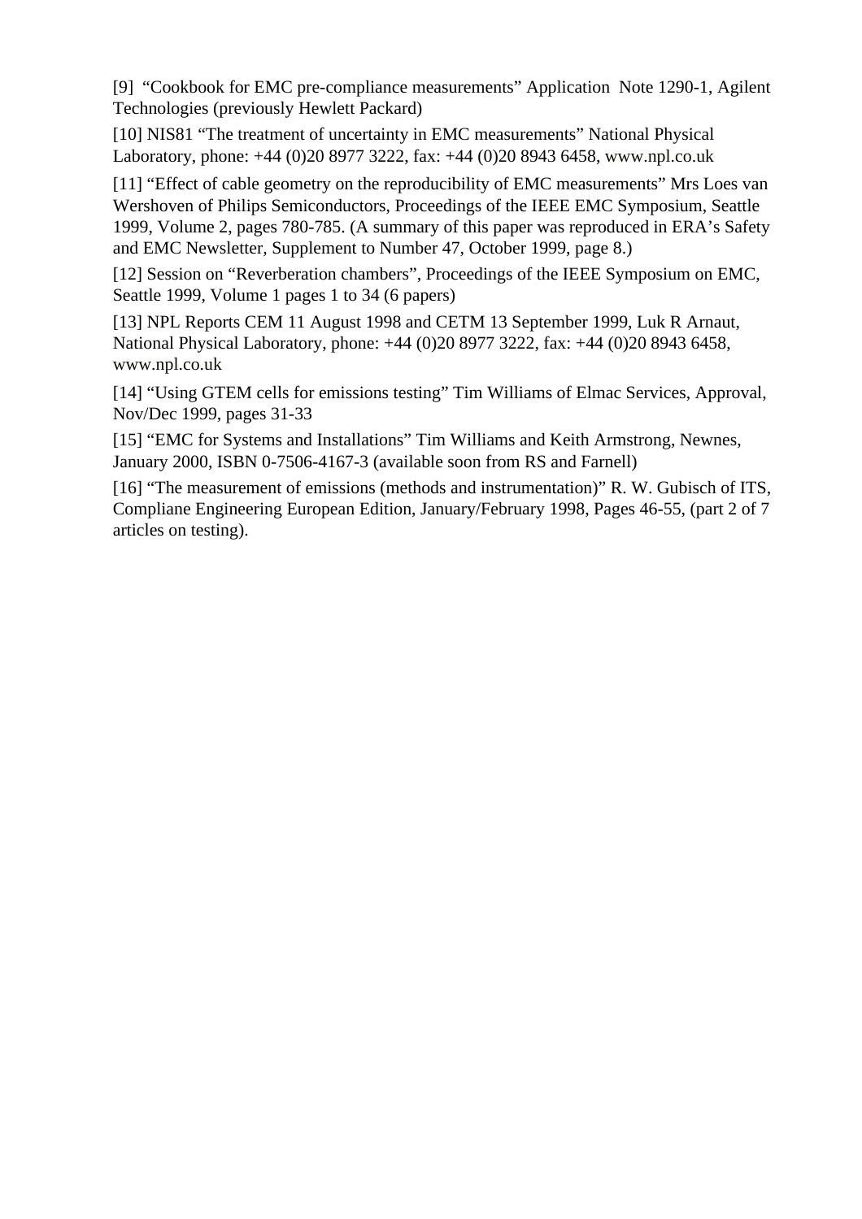[9] "Cookbook for EMC pre-compliance measurements" Application Note 1290-1, Agilent Technologies (previously Hewlett Packard)

[10] NIS81 "The treatment of uncertainty in EMC measurements" National Physical Laboratory, phone: +44 (0)20 8977 3222, fax: +44 (0)20 8943 6458, www.npl.co.uk

[11] "Effect of cable geometry on the reproducibility of EMC measurements" Mrs Loes van Wershoven of Philips Semiconductors, Proceedings of the IEEE EMC Symposium, Seattle 1999, Volume 2, pages 780-785. (A summary of this paper was reproduced in ERA's Safety and EMC Newsletter, Supplement to Number 47, October 1999, page 8.)

[12] Session on "Reverberation chambers", Proceedings of the IEEE Symposium on EMC, Seattle 1999, Volume 1 pages 1 to 34 (6 papers)

[13] NPL Reports CEM 11 August 1998 and CETM 13 September 1999, Luk R Arnaut, National Physical Laboratory, phone: +44 (0)20 8977 3222, fax: +44 (0)20 8943 6458, www.npl.co.uk

[14] "Using GTEM cells for emissions testing" Tim Williams of Elmac Services, Approval, Nov/Dec 1999, pages 31-33

[15] "EMC for Systems and Installations" Tim Williams and Keith Armstrong, Newnes, January 2000, ISBN 0-7506-4167-3 (available soon from RS and Farnell)

[16] "The measurement of emissions (methods and instrumentation)" R. W. Gubisch of ITS, Compliane Engineering European Edition, January/February 1998, Pages 46-55, (part 2 of 7 articles on testing).